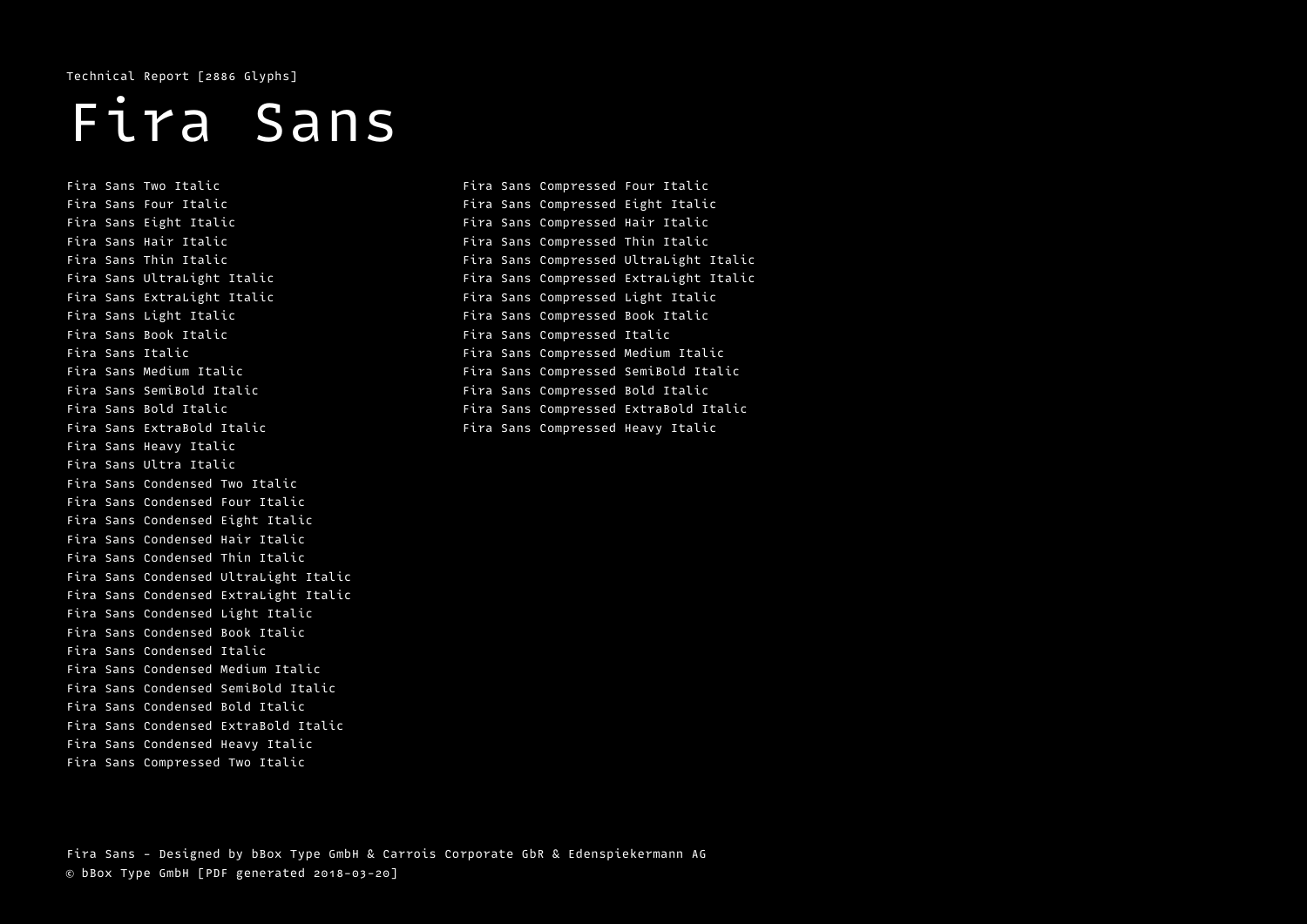Technical Report [2886 Glyphs]

# Fira Sans

Fira Sans Two Italic
Fira Sans Four Italic
Fira Sans Eight Italic
Fira Sans Hair Italic
Fira Sans Thin Italic
Fira Sans UltraLight Italic
Fira Sans ExtraLight Italic
Fira Sans Light Italic
Fira Sans Book Italic
Fira Sans Italic
Fira Sans Medium Italic
Fira Sans SemiBold Italic
Fira Sans Bold Italic
Fira Sans ExtraBold Italic
Fira Sans Heavy Italic
Fira Sans Ultra Italic
Fira Sans Condensed Two Italic
Fira Sans Condensed Four Italic
Fira Sans Condensed Eight Italic
Fira Sans Condensed Hair Italic
Fira Sans Condensed Thin Italic
Fira Sans Condensed UltraLight Italic
Fira Sans Condensed ExtraLight Italic
Fira Sans Condensed Light Italic
Fira Sans Condensed Book Italic
Fira Sans Condensed Italic
Fira Sans Condensed Medium Italic
Fira Sans Condensed SemiBold Italic
Fira Sans Condensed Bold Italic
Fira Sans Condensed ExtraBold Italic
Fira Sans Condensed Heavy Italic
Fira Sans Compressed Two Italic
Fira Sans Compressed Four Italic
Fira Sans Compressed Eight Italic
Fira Sans Compressed Hair Italic
Fira Sans Compressed Thin Italic
Fira Sans Compressed UltraLight Italic
Fira Sans Compressed ExtraLight Italic
Fira Sans Compressed Light Italic
Fira Sans Compressed Book Italic
Fira Sans Compressed Italic
Fira Sans Compressed Medium Italic
Fira Sans Compressed SemiBold Italic
Fira Sans Compressed Bold Italic
Fira Sans Compressed ExtraBold Italic
Fira Sans Compressed Heavy Italic

Fira Sans - Designed by bBox Type GmbH & Carrois Corporate GbR & Edenspiekermann AG
© bBox Type GmbH [PDF generated 2018-03-20]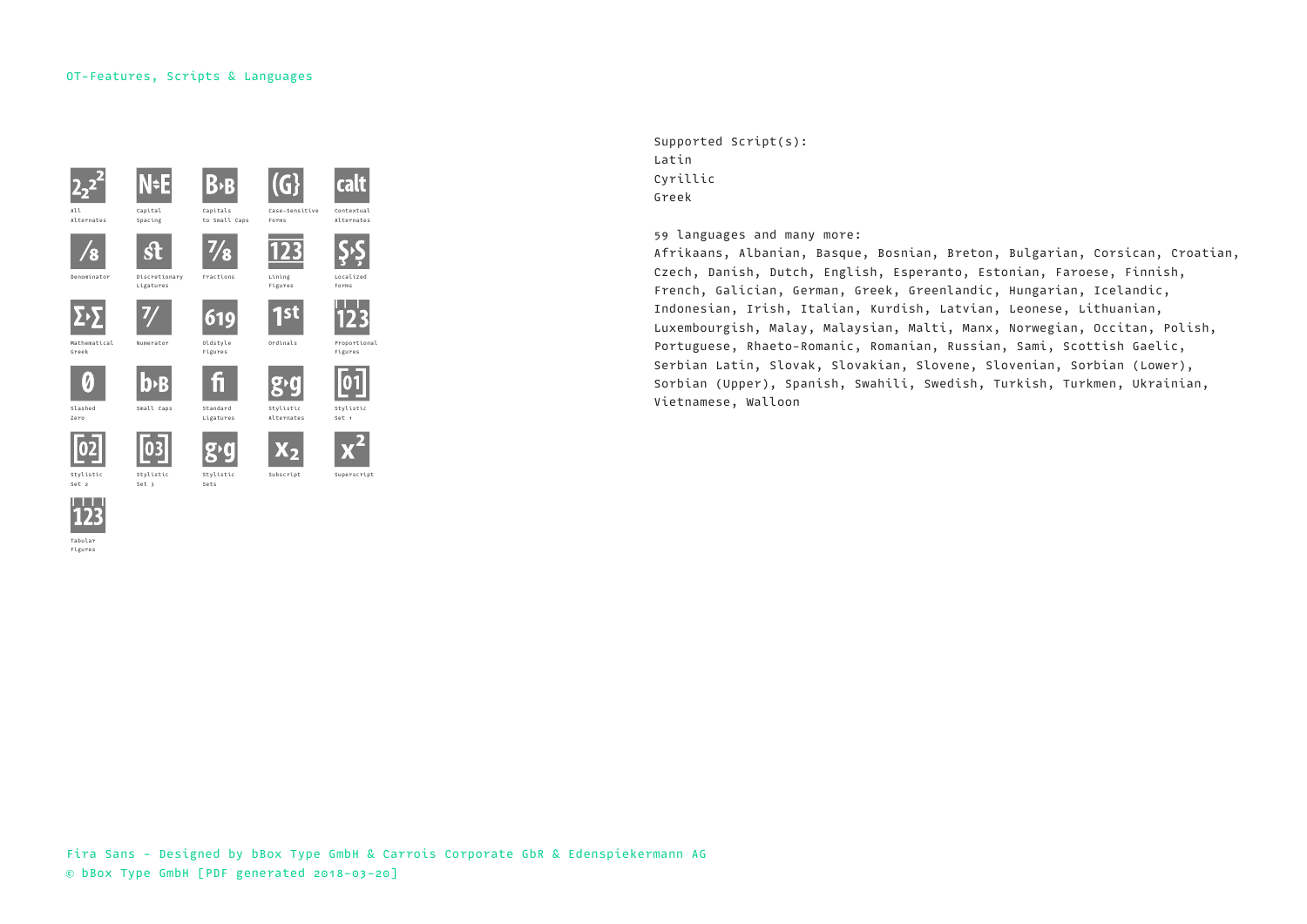## OT-Features, Scripts & Languages

- All Alternates
- Capital Spacing
- Capitals to Small Caps
- Case-Sensitive Forms
- Contextual Alternates
- Denominator
- Discretionary Ligatures
- Fractions
- Lining Figures
- Localized Forms
- Mathematical Greek
- Numerator
- Oldstyle Figures
- Ordinals
- Proportional Figures
- Slashed Zero
- Small Caps
- Standard Ligatures
- Stylistic Alternates
- Stylistic Set 1
- Stylistic Set 2
- Stylistic Set 3
- Stylistic Sets
- Subscript
- Superscript
- Tabular Figures

Supported Script(s):
Latin
Cyrillic
Greek

59 languages and many more:
Afrikaans, Albanian, Basque, Bosnian, Breton, Bulgarian, Corsican, Croatian, Czech, Danish, Dutch, English, Esperanto, Estonian, Faroese, Finnish, French, Galician, German, Greek, Greenlandic, Hungarian, Icelandic, Indonesian, Irish, Italian, Kurdish, Latvian, Leonese, Lithuanian, Luxembourgish, Malay, Malaysian, Malti, Manx, Norwegian, Occitan, Polish, Portuguese, Rhaeto-Romanic, Romanian, Russian, Sami, Scottish Gaelic, Serbian Latin, Slovak, Slovakian, Slovene, Slovenian, Sorbian (Lower), Sorbian (Upper), Spanish, Swahili, Swedish, Turkish, Turkmen, Ukrainian, Vietnamese, Walloon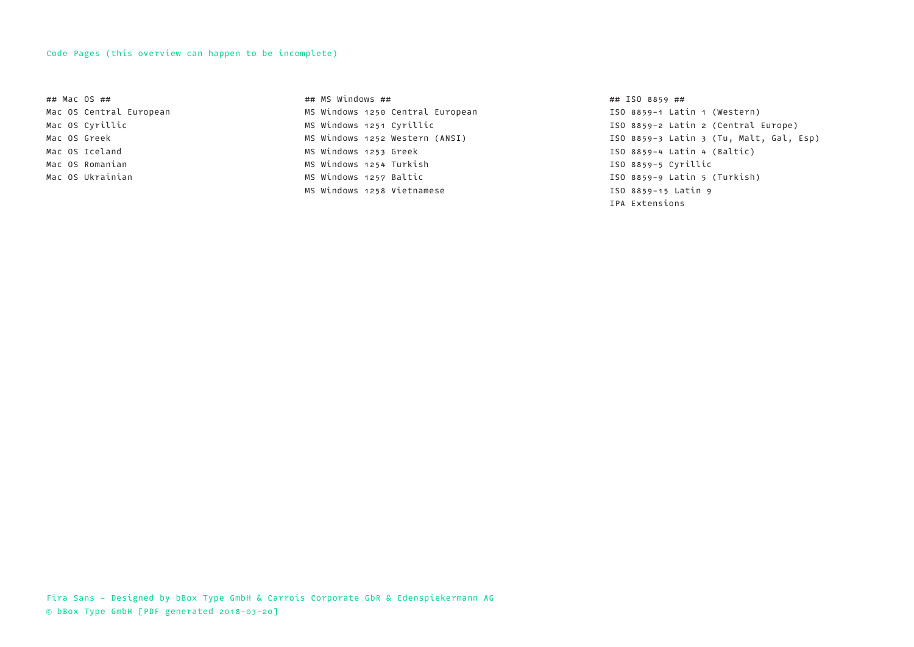Code Pages (this overview can happen to be incomplete)

## Mac OS ##

Mac OS Central European
Mac OS Cyrillic
Mac OS Greek
Mac OS Iceland
Mac OS Romanian
Mac OS Ukrainian

## MS Windows ##

MS Windows 1250 Central European
MS Windows 1251 Cyrillic
MS Windows 1252 Western (ANSI)
MS Windows 1253 Greek
MS Windows 1254 Turkish
MS Windows 1257 Baltic
MS Windows 1258 Vietnamese

## ISO 8859 ##

ISO 8859-1 Latin 1 (Western)
ISO 8859-2 Latin 2 (Central Europe)
ISO 8859-3 Latin 3 (Tu, Malt, Gal, Esp)
ISO 8859-4 Latin 4 (Baltic)
ISO 8859-5 Cyrillic
ISO 8859-9 Latin 5 (Turkish)
ISO 8859-15 Latin 9
IPA Extensions

Fira Sans – Designed by bBox Type GmbH & Carrois Corporate GbR & Edenspiekermann AG
© bBox Type GmbH [PDF generated 2018-03-20]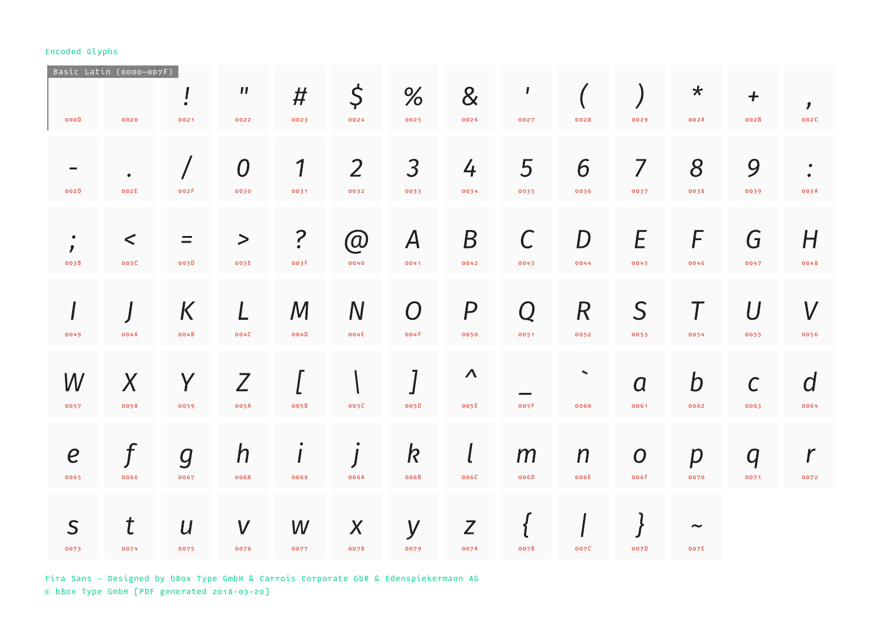Encoded Glyphs

## Basic Latin (0000–007F)

| | | ! | " | # | $ | % | & | ' | ( | ) | * | + | , |
|---|---|---|---|---|---|---|---|---|---|---|---|---|---|
| 000D | 0020 | 0021 | 0022 | 0023 | 0024 | 0025 | 0026 | 0027 | 0028 | 0029 | 002A | 002B | 002C |
| - | . | / | 0 | 1 | 2 | 3 | 4 | 5 | 6 | 7 | 8 | 9 | : |
| 002D | 002E | 002F | 0030 | 0031 | 0032 | 0033 | 0034 | 0035 | 0036 | 0037 | 0038 | 0039 | 003A |
| ; | < | = | > | ? | @ | A | B | C | D | E | F | G | H |
| 003B | 003C | 003D | 003E | 003F | 0040 | 0041 | 0042 | 0043 | 0044 | 0045 | 0046 | 0047 | 0048 |
| I | J | K | L | M | N | O | P | Q | R | S | T | U | V |
| 0049 | 004A | 004B | 004C | 004D | 004E | 004F | 0050 | 0051 | 0052 | 0053 | 0054 | 0055 | 0056 |
| W | X | Y | Z | [ | \ | ] | ^ | _ | ` | a | b | c | d |
| 0057 | 0058 | 0059 | 005A | 005B | 005C | 005D | 005E | 005F | 0060 | 0061 | 0062 | 0063 | 0064 |
| e | f | g | h | i | j | k | l | m | n | o | p | q | r |
| 0065 | 0066 | 0067 | 0068 | 0069 | 006A | 006B | 006C | 006D | 006E | 006F | 0070 | 0071 | 0072 |
| s | t | u | v | w | x | y | z | { | \| | } | ~ | | |
| 0073 | 0074 | 0075 | 0076 | 0077 | 0078 | 0079 | 007A | 007B | 007C | 007D | 007E | | |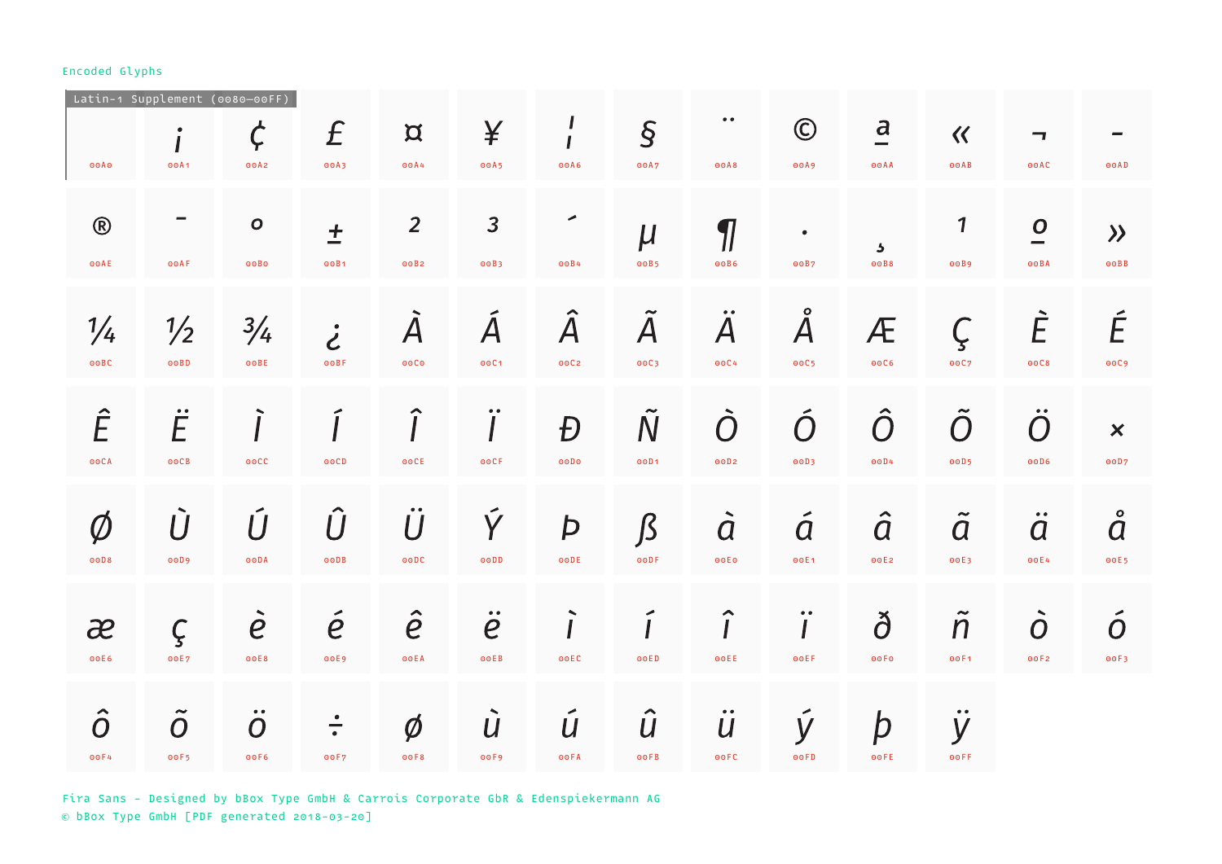Encoded Glyphs

Latin-1 Supplement (0080–00FF)

| | | | | | | | | | | | | | |
|---|---|---|---|---|---|---|---|---|---|---|---|---|---|
|   00A0 | ¡ 00A1 | ¢ 00A2 | £ 00A3 | ¤ 00A4 | ¥ 00A5 | ¦ 00A6 | § 00A7 | ¨ 00A8 | © 00A9 | ª 00AA | « 00AB | ¬ 00AC | ­ 00AD |
| ® 00AE | ¯ 00AF | ° 00B0 | ± 00B1 | ² 00B2 | ³ 00B3 | ´ 00B4 | µ 00B5 | ¶ 00B6 | · 00B7 | ¸ 00B8 | ¹ 00B9 | º 00BA | » 00BB |
| ¼ 00BC | ½ 00BD | ¾ 00BE | ¿ 00BF | À 00C0 | Á 00C1 | Â 00C2 | Ã 00C3 | Ä 00C4 | Å 00C5 | Æ 00C6 | Ç 00C7 | È 00C8 | É 00C9 |
| Ê 00CA | Ë 00CB | Ì 00CC | Í 00CD | Î 00CE | Ï 00CF | Ð 00D0 | Ñ 00D1 | Ò 00D2 | Ó 00D3 | Ô 00D4 | Õ 00D5 | Ö 00D6 | × 00D7 |
| Ø 00D8 | Ù 00D9 | Ú 00DA | Û 00DB | Ü 00DC | Ý 00DD | Þ 00DE | ß 00DF | à 00E0 | á 00E1 | â 00E2 | ã 00E3 | ä 00E4 | å 00E5 |
| æ 00E6 | ç 00E7 | è 00E8 | é 00E9 | ê 00EA | ë 00EB | ì 00EC | í 00ED | î 00EE | ï 00EF | ð 00F0 | ñ 00F1 | ò 00F2 | ó 00F3 |
| ô 00F4 | õ 00F5 | ö 00F6 | ÷ 00F7 | ø 00F8 | ù 00F9 | ú 00FA | û 00FB | ü 00FC | ý 00FD | þ 00FE | ÿ 00FF | | |

Fira Sans – Designed by bBox Type GmbH & Carrois Corporate GbR & Edenspiekermann AG
© bBox Type GmbH [PDF generated 2018-03-20]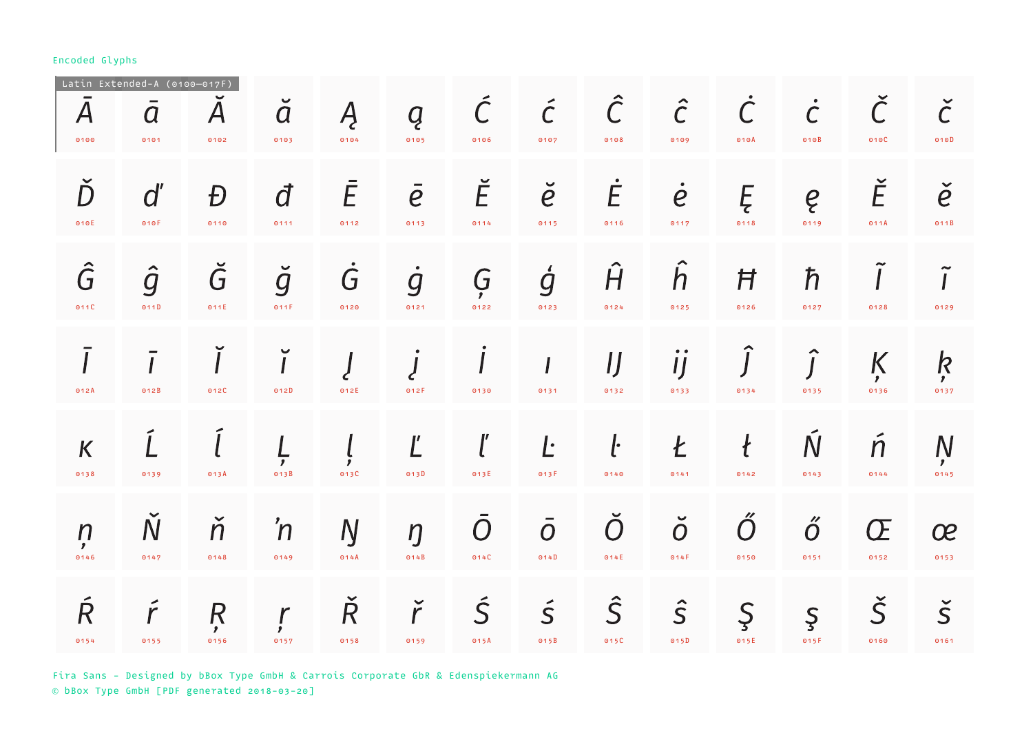Encoded Glyphs

Latin Extended-A (0100–017F)

| | | | | | | | | | | | | | |
|---|---|---|---|---|---|---|---|---|---|---|---|---|---|
| Ā | ā | Ă | ă | Ą | ą | Ć | ć | Ĉ | ĉ | Ċ | ċ | Č | č |
| 0100 | 0101 | 0102 | 0103 | 0104 | 0105 | 0106 | 0107 | 0108 | 0109 | 010A | 010B | 010C | 010D |
| Ď | ď | Đ | đ | Ē | ē | Ĕ | ĕ | Ė | ė | Ę | ę | Ě | ě |
| 010E | 010F | 0110 | 0111 | 0112 | 0113 | 0114 | 0115 | 0116 | 0117 | 0118 | 0119 | 011A | 011B |
| Ĝ | ĝ | Ğ | ğ | Ġ | ġ | Ģ | ģ | Ĥ | ĥ | Ħ | ħ | Ĩ | ĩ |
| 011C | 011D | 011E | 011F | 0120 | 0121 | 0122 | 0123 | 0124 | 0125 | 0126 | 0127 | 0128 | 0129 |
| Ī | ī | Ĭ | ĭ | Į | į | İ | ı | Ĳ | ĳ | Ĵ | ĵ | Ķ | ķ |
| 012A | 012B | 012C | 012D | 012E | 012F | 0130 | 0131 | 0132 | 0133 | 0134 | 0135 | 0136 | 0137 |
| ĸ | Ĺ | ĺ | Ļ | ļ | Ľ | ľ | Ŀ | ŀ | Ł | ł | Ń | ń | Ņ |
| 0138 | 0139 | 013A | 013B | 013C | 013D | 013E | 013F | 0140 | 0141 | 0142 | 0143 | 0144 | 0145 |
| ņ | Ň | ň | ŉ | Ŋ | ŋ | Ō | ō | Ŏ | ŏ | Ő | ő | Œ | œ |
| 0146 | 0147 | 0148 | 0149 | 014A | 014B | 014C | 014D | 014E | 014F | 0150 | 0151 | 0152 | 0153 |
| Ŕ | ŕ | Ŗ | ŗ | Ř | ř | Ś | ś | Ŝ | ŝ | Ş | ş | Š | š |
| 0154 | 0155 | 0156 | 0157 | 0158 | 0159 | 015A | 015B | 015C | 015D | 015E | 015F | 0160 | 0161 |

Fira Sans - Designed by bBox Type GmbH & Carrois Corporate GbR & Edenspiekermann AG
© bBox Type GmbH [PDF generated 2018-03-20]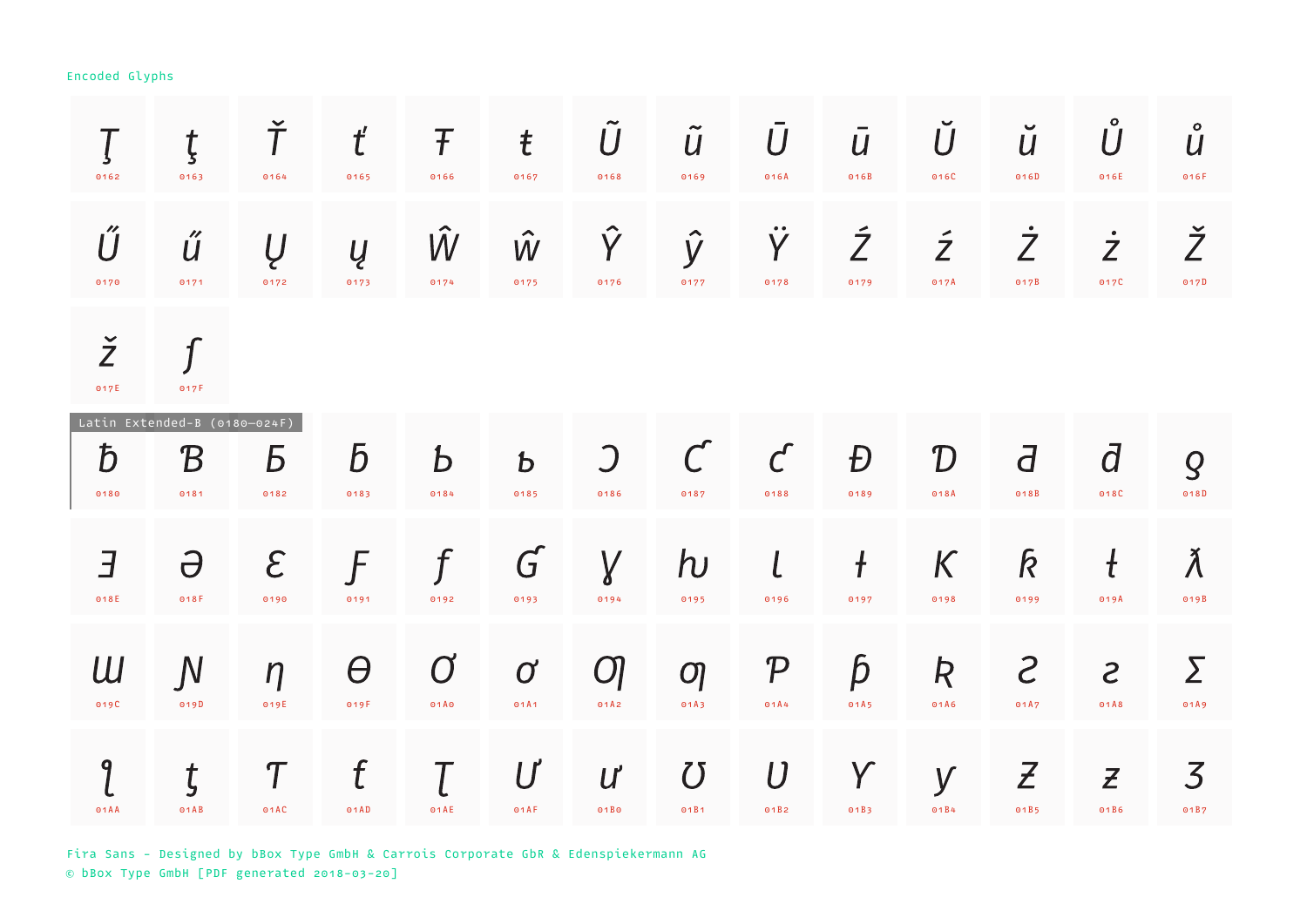Encoded Glyphs

| Ţ | ţ | Ť | ť | Ŧ | ŧ | Ũ | ũ | Ū | ū | Ŭ | ŭ | Ů | ů |
|---|---|---|---|---|---|---|---|---|---|---|---|---|---|
| 0162 | 0163 | 0164 | 0165 | 0166 | 0167 | 0168 | 0169 | 016A | 016B | 016C | 016D | 016E | 016F |
| Ű | ű | Ų | ų | Ŵ | ŵ | Ŷ | ŷ | Ÿ | Ź | ź | Ż | ż | Ž |
| 0170 | 0171 | 0172 | 0173 | 0174 | 0175 | 0176 | 0177 | 0178 | 0179 | 017A | 017B | 017C | 017D |
| ž | ſ | | | | | | | | | | | | |
| 017E | 017F | | | | | | | | | | | | |

Latin Extended-B (0180–024F)

| ƀ | Ɓ | Ƃ | ƃ | Ƅ | ƅ | Ɔ | Ƈ | ƈ | Ɖ | Ɗ | Ƌ | ƌ | ƍ |
|---|---|---|---|---|---|---|---|---|---|---|---|---|---|
| 0180 | 0181 | 0182 | 0183 | 0184 | 0185 | 0186 | 0187 | 0188 | 0189 | 018A | 018B | 018C | 018D |
| Ǝ | Ə | Ɛ | Ƒ | ƒ | Ɠ | Ɣ | ƕ | Ɩ | Ɨ | Ƙ | ƙ | ƚ | ƛ |
| 018E | 018F | 0190 | 0191 | 0192 | 0193 | 0194 | 0195 | 0196 | 0197 | 0198 | 0199 | 019A | 019B |
| Ɯ | Ɲ | ƞ | Ɵ | Ơ | ơ | Ƣ | ƣ | Ƥ | ƥ | Ʀ | Ƨ | ƨ | Ʃ |
| 019C | 019D | 019E | 019F | 01A0 | 01A1 | 01A2 | 01A3 | 01A4 | 01A5 | 01A6 | 01A7 | 01A8 | 01A9 |
| ƪ | ƫ | Ƭ | ƭ | Ʈ | Ư | ư | Ʊ | Ʋ | Ƴ | ƴ | Ƶ | ƶ | Ʒ |
| 01AA | 01AB | 01AC | 01AD | 01AE | 01AF | 01B0 | 01B1 | 01B2 | 01B3 | 01B4 | 01B5 | 01B6 | 01B7 |

Fira Sans – Designed by bBox Type GmbH & Carrois Corporate GbR & Edenspiekermann AG
© bBox Type GmbH [PDF generated 2018-03-20]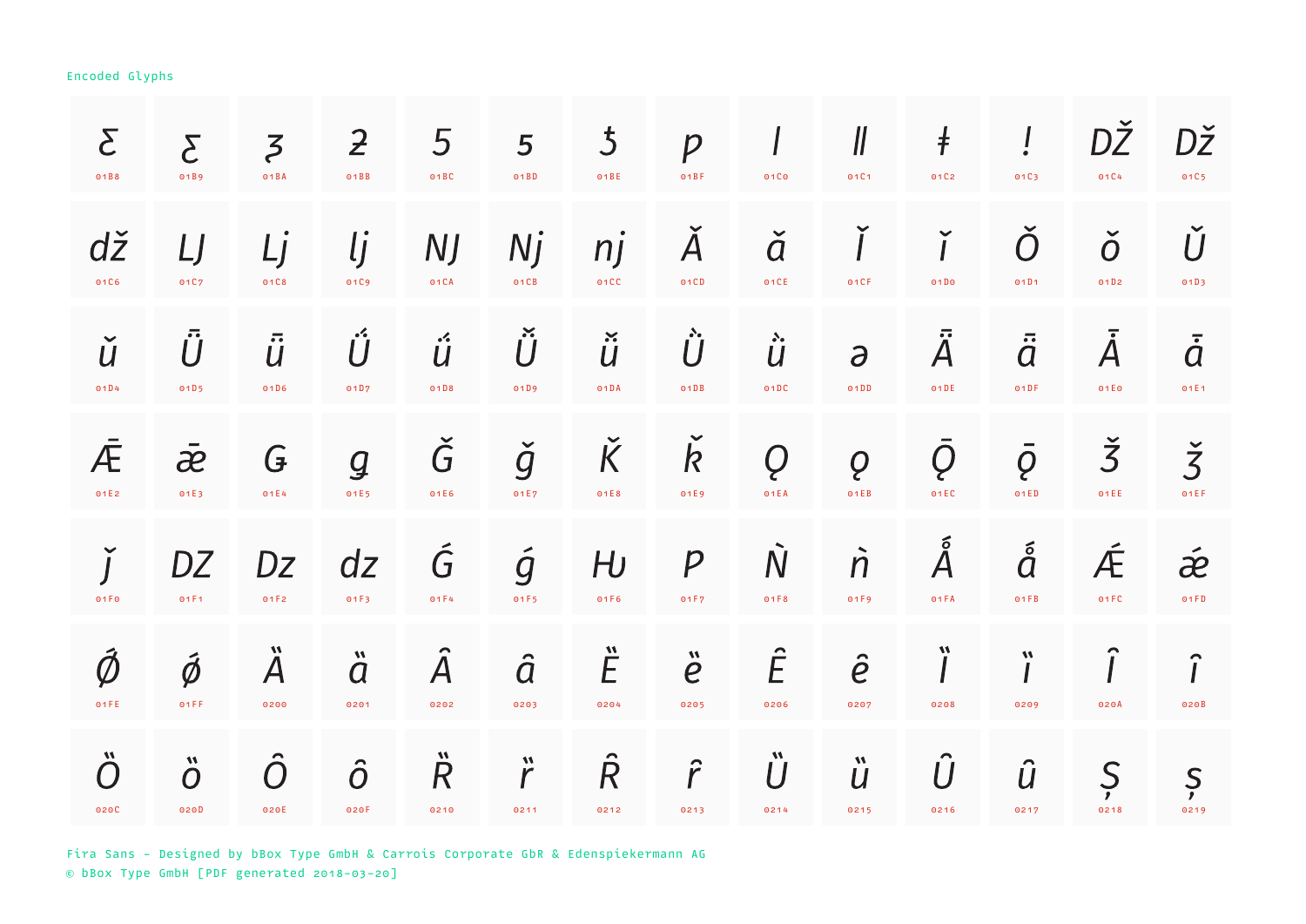Encoded Glyphs

| | | | | | | | | | | | | | |
|---|---|---|---|---|---|---|---|---|---|---|---|---|---|
| Ƹ | ƹ | ƺ | ƻ | Ƽ | ƽ | ƾ | ƿ | ǀ | ǁ | ǂ | ǃ | Ǆ | ǅ |
| 01B8 | 01B9 | 01BA | 01BB | 01BC | 01BD | 01BE | 01BF | 01C0 | 01C1 | 01C2 | 01C3 | 01C4 | 01C5 |
| ǆ | Ǉ | ǈ | ǉ | Ǌ | ǋ | ǌ | Ǎ | ǎ | Ǐ | ǐ | Ǒ | ǒ | Ǔ |
| 01C6 | 01C7 | 01C8 | 01C9 | 01CA | 01CB | 01CC | 01CD | 01CE | 01CF | 01D0 | 01D1 | 01D2 | 01D3 |
| ǔ | Ǖ | ǖ | Ǘ | ǘ | Ǚ | ǚ | Ǜ | ǜ | ǝ | Ǟ | ǟ | Ǡ | ǡ |
| 01D4 | 01D5 | 01D6 | 01D7 | 01D8 | 01D9 | 01DA | 01DB | 01DC | 01DD | 01DE | 01DF | 01E0 | 01E1 |
| Ǣ | ǣ | Ǥ | ǥ | Ǧ | ǧ | Ǩ | ǩ | Ǫ | ǫ | Ǭ | ǭ | Ǯ | ǯ |
| 01E2 | 01E3 | 01E4 | 01E5 | 01E6 | 01E7 | 01E8 | 01E9 | 01EA | 01EB | 01EC | 01ED | 01EE | 01EF |
| ǰ | Ǳ | ǲ | ǳ | Ǵ | ǵ | Ƕ | Ƿ | Ǹ | ǹ | Ǻ | ǻ | Ǽ | ǽ |
| 01F0 | 01F1 | 01F2 | 01F3 | 01F4 | 01F5 | 01F6 | 01F7 | 01F8 | 01F9 | 01FA | 01FB | 01FC | 01FD |
| Ǿ | ǿ | Ȁ | ȁ | Ȃ | ȃ | Ȅ | ȅ | Ȇ | ȇ | Ȉ | ȉ | Ȋ | ȋ |
| 01FE | 01FF | 0200 | 0201 | 0202 | 0203 | 0204 | 0205 | 0206 | 0207 | 0208 | 0209 | 020A | 020B |
| Ȍ | ȍ | Ȏ | ȏ | Ȑ | ȑ | Ȓ | ȓ | Ȕ | ȕ | Ȗ | ȗ | Ș | ș |
| 020C | 020D | 020E | 020F | 0210 | 0211 | 0212 | 0213 | 0214 | 0215 | 0216 | 0217 | 0218 | 0219 |

Fira Sans – Designed by bBox Type GmbH & Carrois Corporate GbR & Edenspiekermann AG
© bBox Type GmbH [PDF generated 2018-03-20]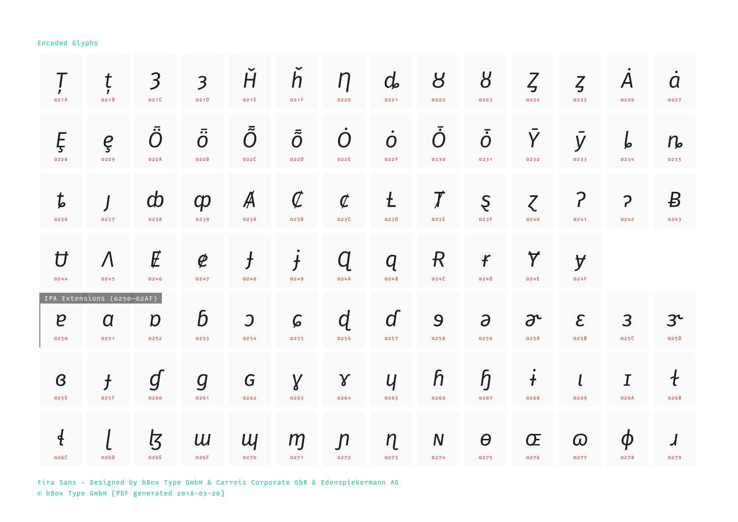Encoded Glyphs

| | | | | | | | | | | | | | |
|---|---|---|---|---|---|---|---|---|---|---|---|---|---|
| Ț<br>021A | ț<br>021B | Ȝ<br>021C | ȝ<br>021D | Ȟ<br>021E | ȟ<br>021F | Ƞ<br>0220 | ȡ<br>0221 | Ȣ<br>0222 | ȣ<br>0223 | Ȥ<br>0224 | ȥ<br>0225 | Ȧ<br>0226 | ȧ<br>0227 |
| Ȩ<br>0228 | ȩ<br>0229 | Ȫ<br>022A | ȫ<br>022B | Ȭ<br>022C | ȭ<br>022D | Ȯ<br>022E | ȯ<br>022F | Ȱ<br>0230 | ȱ<br>0231 | Ȳ<br>0232 | ȳ<br>0233 | ȴ<br>0234 | ȵ<br>0235 |
| ȶ<br>0236 | ȷ<br>0237 | ȸ<br>0238 | ȹ<br>0239 | Ⱥ<br>023A | Ȼ<br>023B | ȼ<br>023C | Ƚ<br>023D | Ⱦ<br>023E | ȿ<br>023F | ɀ<br>0240 | Ɂ<br>0241 | ɂ<br>0242 | Ƀ<br>0243 |
| Ʉ<br>0244 | Ʌ<br>0245 | Ɇ<br>0246 | ɇ<br>0247 | Ɉ<br>0248 | ɉ<br>0249 | Ɋ<br>024A | ɋ<br>024B | Ɍ<br>024C | ɍ<br>024D | Ɏ<br>024E | ɏ<br>024F | | |

IPA Extensions (0250–02AF)

| | | | | | | | | | | | | | |
|---|---|---|---|---|---|---|---|---|---|---|---|---|---|
| ɐ<br>0250 | ɑ<br>0251 | ɒ<br>0252 | ɓ<br>0253 | ɔ<br>0254 | ɕ<br>0255 | ɖ<br>0256 | ɗ<br>0257 | ɘ<br>0258 | ə<br>0259 | ɚ<br>025A | ɛ<br>025B | ɜ<br>025C | ɝ<br>025D |
| ɞ<br>025E | ɟ<br>025F | ɠ<br>0260 | ɡ<br>0261 | ɢ<br>0262 | ɣ<br>0263 | ɤ<br>0264 | ɥ<br>0265 | ɦ<br>0266 | ɧ<br>0267 | ɨ<br>0268 | ɩ<br>0269 | ɪ<br>026A | ɫ<br>026B |
| ɬ<br>026C | ɭ<br>026D | ɮ<br>026E | ɯ<br>026F | ɰ<br>0270 | ɱ<br>0271 | ɲ<br>0272 | ɳ<br>0273 | ɴ<br>0274 | ɵ<br>0275 | ɶ<br>0276 | ɷ<br>0277 | ɸ<br>0278 | ɹ<br>0279 |

Fira Sans - Designed by bBox Type GmbH & Carrois Corporate GbR & Edenspiekermann AG
© bBox Type GmbH [PDF generated 2018-03-20]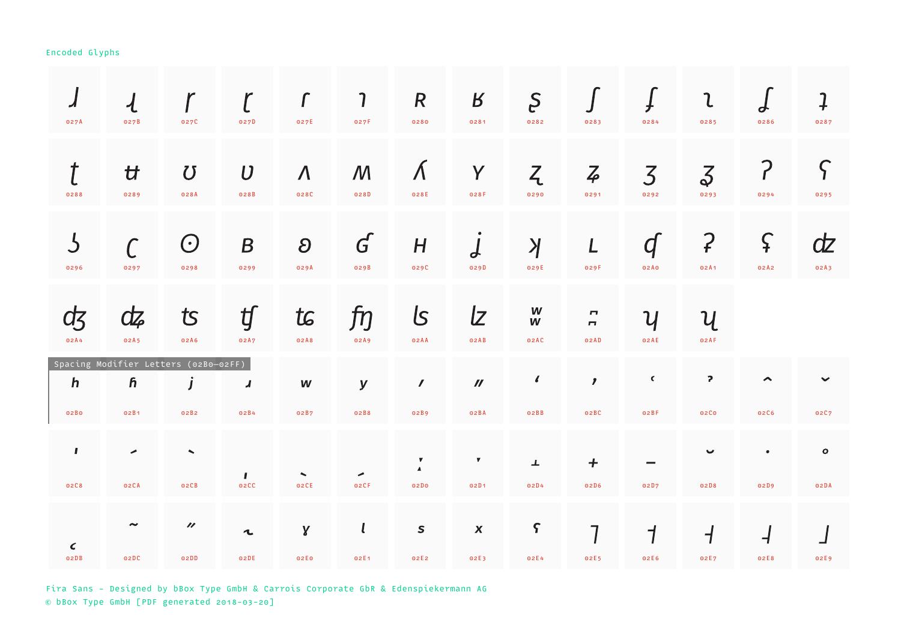Encoded Glyphs

| | | | | | | | | | | | | | |
|---|---|---|---|---|---|---|---|---|---|---|---|---|---|
| ɺ 027A | ɻ 027B | ɼ 027C | ɽ 027D | ɾ 027E | ɿ 027F | ʀ 0280 | ʁ 0281 | ʂ 0282 | ʃ 0283 | ʄ 0284 | ʅ 0285 | ʆ 0286 | ʇ 0287 |
| ʈ 0288 | ʉ 0289 | ʊ 028A | ʋ 028B | ʌ 028C | ʍ 028D | ʎ 028E | ʏ 028F | ʐ 0290 | ʑ 0291 | ʒ 0292 | ʓ 0293 | ʔ 0294 | ʕ 0295 |
| ʖ 0296 | ʗ 0297 | ʘ 0298 | ʙ 0299 | ʚ 029A | ʛ 029B | ʜ 029C | ʝ 029D | ʞ 029E | ʟ 029F | ʠ 02A0 | ʡ 02A1 | ʢ 02A2 | ʣ 02A3 |
| ʤ 02A4 | ʥ 02A5 | ʦ 02A6 | ʧ 02A7 | ʨ 02A8 | ʩ 02A9 | ʪ 02AA | ʫ 02AB | ʬ 02AC | ʭ 02AD | ʮ 02AE | ʯ 02AF | | |

Spacing Modifier Letters (02B0–02FF)

| | | | | | | | | | | | | | |
|---|---|---|---|---|---|---|---|---|---|---|---|---|---|
| ʰ 02B0 | ʱ 02B1 | ʲ 02B2 | ʴ 02B4 | ʷ 02B7 | ʸ 02B8 | ʹ 02B9 | ʺ 02BA | ʻ 02BB | ʼ 02BC | ʿ 02BF | ˀ 02C0 | ˆ 02C6 | ˇ 02C7 |
| ˈ 02C8 | ˊ 02CA | ˋ 02CB | ˌ 02CC | ˎ 02CE | ˏ 02CF | ː 02D0 | ˑ 02D1 | ˔ 02D4 | ˖ 02D6 | ˗ 02D7 | ˘ 02D8 | ˙ 02D9 | ˚ 02DA |
| ˛ 02DB | ˜ 02DC | ˝ 02DD | ˞ 02DE | ˠ 02E0 | ˡ 02E1 | ˢ 02E2 | ˣ 02E3 | ˤ 02E4 | ˥ 02E5 | ˦ 02E6 | ˧ 02E7 | ˨ 02E8 | ˩ 02E9 |

Fira Sans - Designed by bBox Type GmbH & Carrois Corporate GbR & Edenspiekermann AG
© bBox Type GmbH [PDF generated 2018-03-20]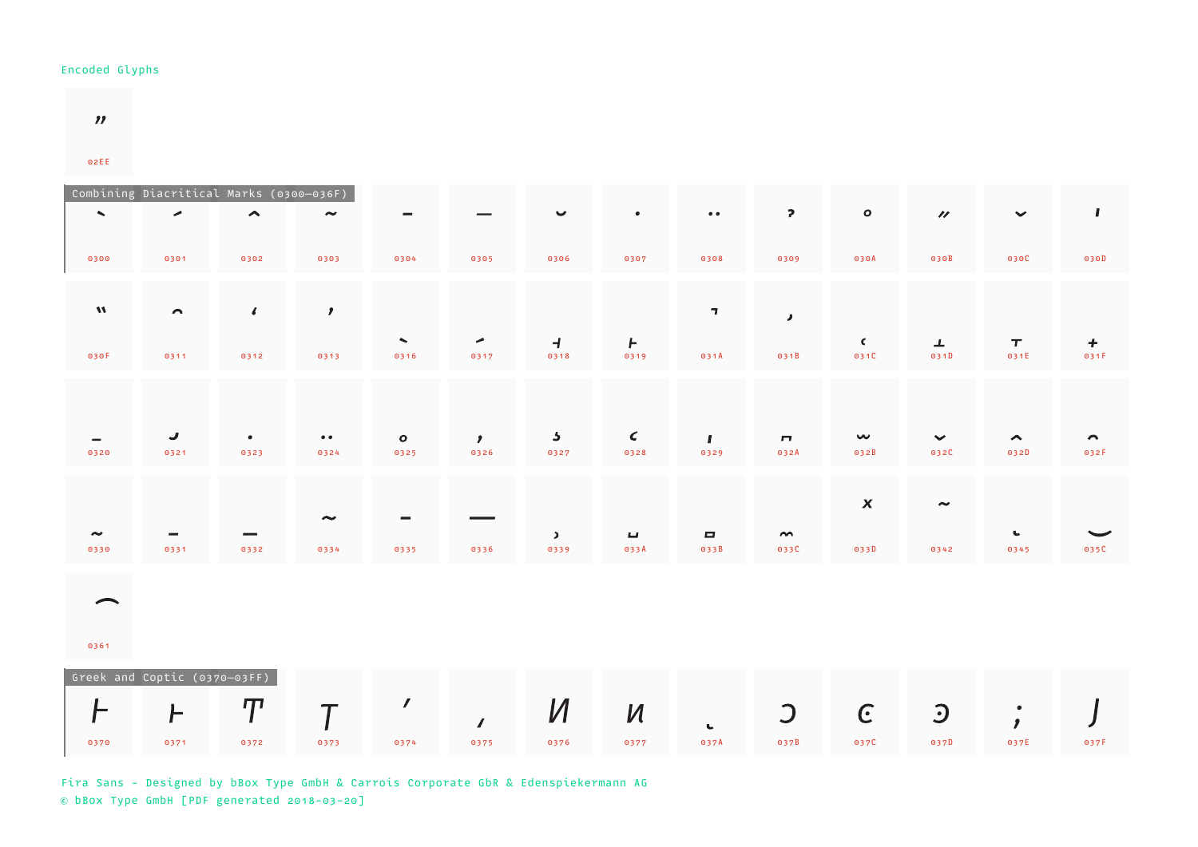Encoded Glyphs

| ˮ |
|---|
| 02EE |

Combining Diacritical Marks (0300–036F)

| ̀ | ́ | ̂ | ̃ | ̄ | ̅ | ̆ | ̇ | ̈ | ̉ | ̊ | ̋ | ̌ | ̍ |
|---|---|---|---|---|---|---|---|---|---|---|---|---|---|
| 0300 | 0301 | 0302 | 0303 | 0304 | 0305 | 0306 | 0307 | 0308 | 0309 | 030A | 030B | 030C | 030D |
| ̎ | ̑ | ̒ | ̓ | ̖ | ̗ | ̘ | ̙ | ̚ | ̛ | ̜ | ̝ | ̞ | ̟ |
| 030F | 0311 | 0312 | 0313 | 0316 | 0317 | 0318 | 0319 | 031A | 031B | 031C | 031D | 031E | 031F |
| ̠ | ̡ | ̣ | ̤ | ̥ | ̦ | ̧ | ̨ | ̩ | ̪ | ̫ | ̬ | ̭ | ̯ |
| 0320 | 0321 | 0323 | 0324 | 0325 | 0326 | 0327 | 0328 | 0329 | 032A | 032B | 032C | 032D | 032F |
| ̰ | ̱ | ̲ | ̴ | ̵ | ̶ | ̹ | ̺ | ̻ | ̼ | ̽ | ͂ | ͅ | ͜ |
| 0330 | 0331 | 0332 | 0334 | 0335 | 0336 | 0339 | 033A | 033B | 033C | 033D | 0342 | 0345 | 035C |
| ͡ | | | | | | | | | | | | | |
| 0361 | | | | | | | | | | | | | |

Greek and Coptic (0370–03FF)

| Ͱ | ͱ | Ͳ | ͳ | ʹ | ͵ | Ͷ | ͷ | ͺ | ͻ | ͼ | ͽ | ; | Ϳ |
|---|---|---|---|---|---|---|---|---|---|---|---|---|---|
| 0370 | 0371 | 0372 | 0373 | 0374 | 0375 | 0376 | 0377 | 037A | 037B | 037C | 037D | 037E | 037F |

Fira Sans - Designed by bBox Type GmbH & Carrois Corporate GbR & Edenspiekermann AG
© bBox Type GmbH [PDF generated 2018-03-20]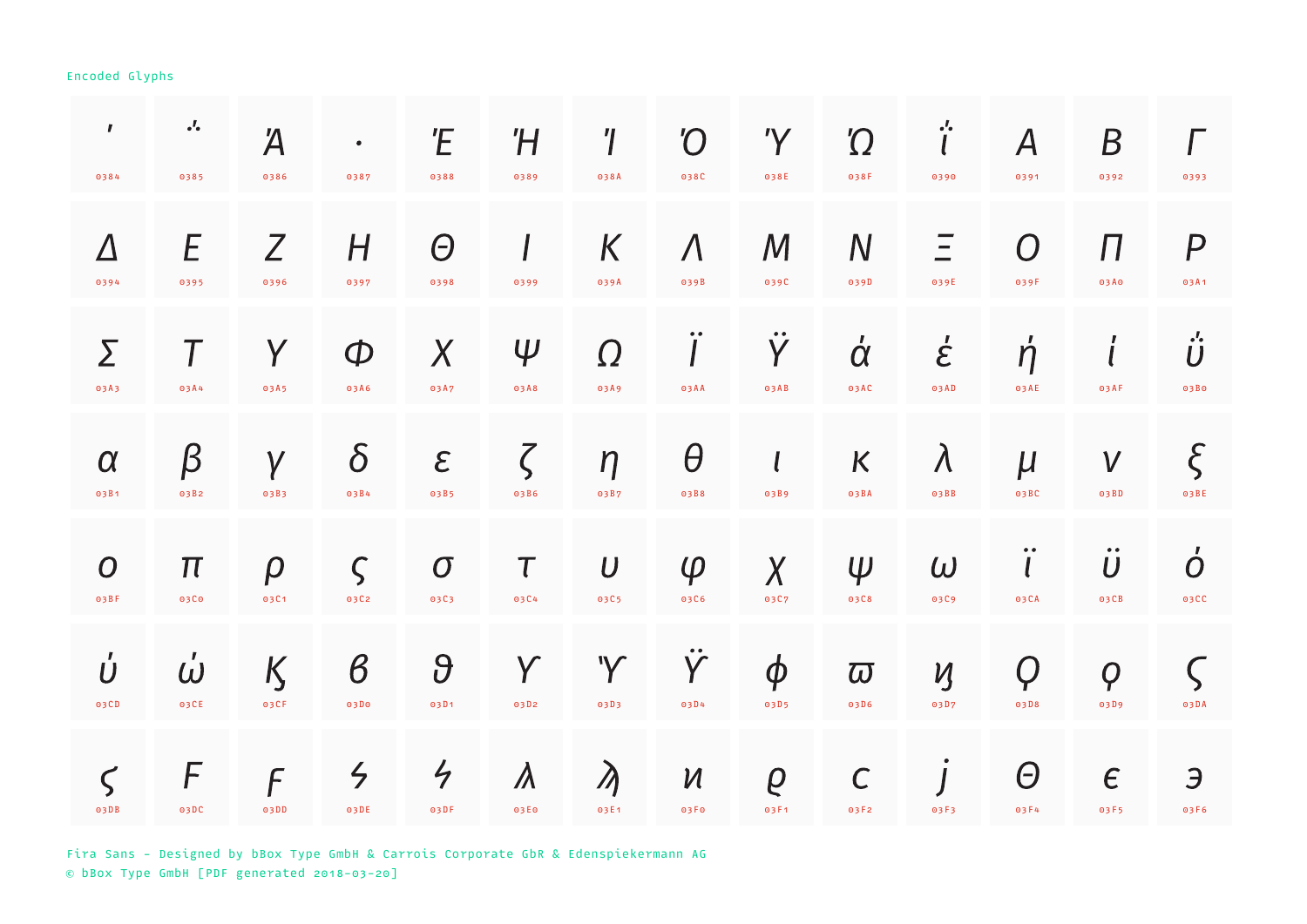Encoded Glyphs

| | | | | | | | | | | | | | |
|---|---|---|---|---|---|---|---|---|---|---|---|---|---|
| ΄ | ΅ | Ά | · | Έ | Ή | Ί | Ό | Ύ | Ώ | ΐ | Α | Β | Γ |
| 0384 | 0385 | 0386 | 0387 | 0388 | 0389 | 038A | 038C | 038E | 038F | 0390 | 0391 | 0392 | 0393 |
| Δ | Ε | Ζ | Η | Θ | Ι | Κ | Λ | Μ | Ν | Ξ | Ο | Π | Ρ |
| 0394 | 0395 | 0396 | 0397 | 0398 | 0399 | 039A | 039B | 039C | 039D | 039E | 039F | 03A0 | 03A1 |
| Σ | Τ | Υ | Φ | Χ | Ψ | Ω | Ϊ | Ϋ | ά | έ | ή | ί | ΰ |
| 03A3 | 03A4 | 03A5 | 03A6 | 03A7 | 03A8 | 03A9 | 03AA | 03AB | 03AC | 03AD | 03AE | 03AF | 03B0 |
| α | β | γ | δ | ε | ζ | η | θ | ι | κ | λ | μ | ν | ξ |
| 03B1 | 03B2 | 03B3 | 03B4 | 03B5 | 03B6 | 03B7 | 03B8 | 03B9 | 03BA | 03BB | 03BC | 03BD | 03BE |
| ο | π | ρ | ς | σ | τ | υ | φ | χ | ψ | ω | ϊ | ϋ | ό |
| 03BF | 03C0 | 03C1 | 03C2 | 03C3 | 03C4 | 03C5 | 03C6 | 03C7 | 03C8 | 03C9 | 03CA | 03CB | 03CC |
| ύ | ώ | Ϗ | ϐ | ϑ | ϒ | ϓ | ϔ | ϕ | ϖ | ϗ | Ϙ | ϙ | Ϛ |
| 03CD | 03CE | 03CF | 03D0 | 03D1 | 03D2 | 03D3 | 03D4 | 03D5 | 03D6 | 03D7 | 03D8 | 03D9 | 03DA |
| ϛ | Ϝ | ϝ | Ϟ | ϟ | Ϡ | ϡ | ϰ | ϱ | ϲ | ϳ | ϴ | ϵ | ϶ |
| 03DB | 03DC | 03DD | 03DE | 03DF | 03E0 | 03E1 | 03F0 | 03F1 | 03F2 | 03F3 | 03F4 | 03F5 | 03F6 |

Fira Sans - Designed by bBox Type GmbH & Carrois Corporate GbR & Edenspiekermann AG
© bBox Type GmbH [PDF generated 2018-03-20]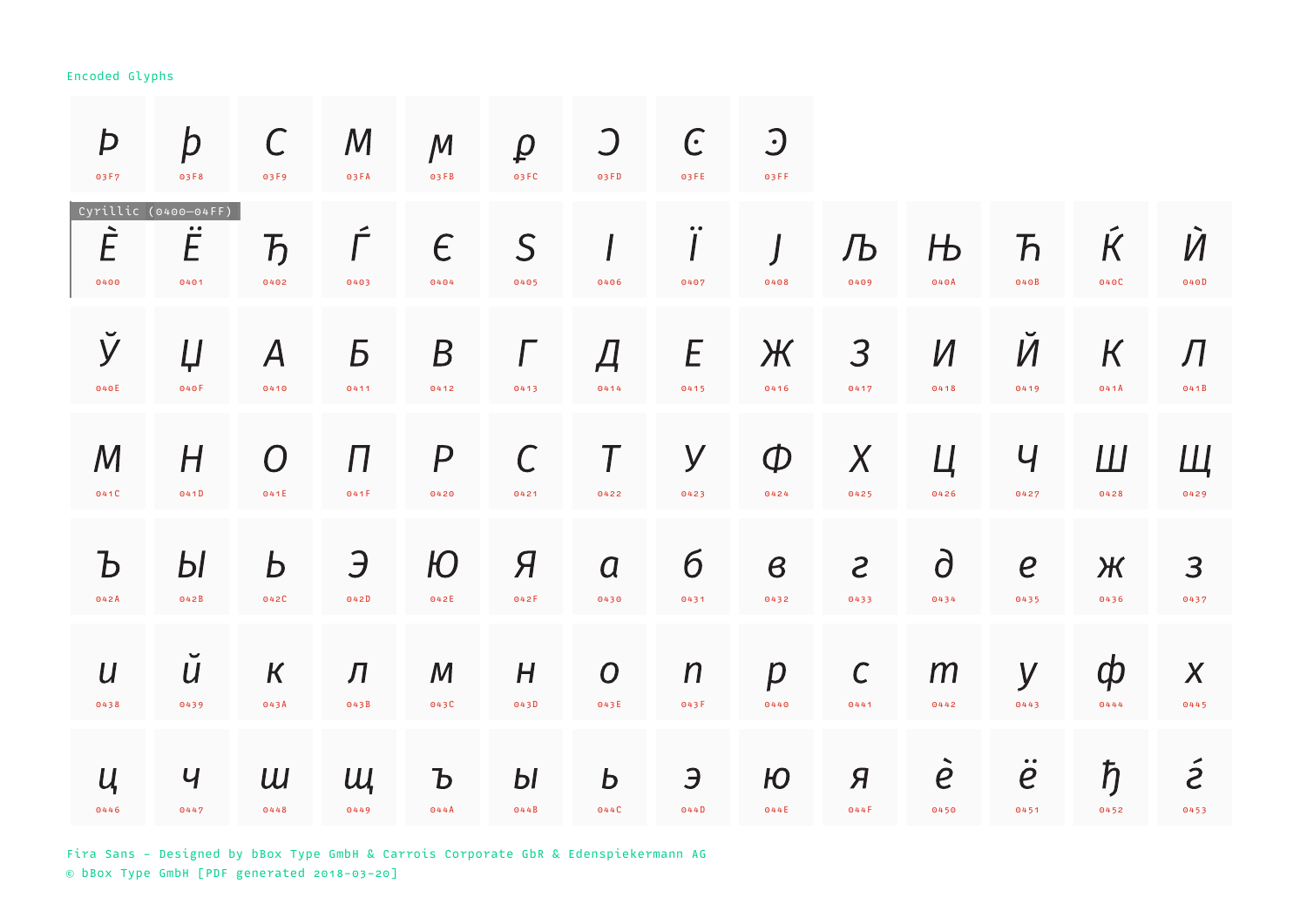Encoded Glyphs

| | | | | | | | | | | | | | |
|---|---|---|---|---|---|---|---|---|---|---|---|---|---|
| Ϸ 03F7 | ϸ 03F8 | Ϲ 03F9 | Ϻ 03FA | ϻ 03FB | ϼ 03FC | Ͻ 03FD | Ͼ 03FE | Ͽ 03FF | | | | | |

## Cyrillic (0400–04FF)

| | | | | | | | | | | | | | |
|---|---|---|---|---|---|---|---|---|---|---|---|---|---|
| Ѐ 0400 | Ё 0401 | Ђ 0402 | Ѓ 0403 | Є 0404 | Ѕ 0405 | І 0406 | Ї 0407 | Ј 0408 | Љ 0409 | Њ 040A | Ћ 040B | Ќ 040C | Ѝ 040D |
| Ў 040E | Џ 040F | А 0410 | Б 0411 | В 0412 | Г 0413 | Д 0414 | Е 0415 | Ж 0416 | З 0417 | И 0418 | Й 0419 | К 041A | Л 041B |
| М 041C | Н 041D | О 041E | П 041F | Р 0420 | С 0421 | Т 0422 | У 0423 | Ф 0424 | Х 0425 | Ц 0426 | Ч 0427 | Ш 0428 | Щ 0429 |
| Ъ 042A | Ы 042B | Ь 042C | Э 042D | Ю 042E | Я 042F | а 0430 | б 0431 | в 0432 | г 0433 | д 0434 | е 0435 | ж 0436 | з 0437 |
| и 0438 | й 0439 | к 043A | л 043B | м 043C | н 043D | о 043E | п 043F | р 0440 | с 0441 | т 0442 | у 0443 | ф 0444 | х 0445 |
| ц 0446 | ч 0447 | ш 0448 | щ 0449 | ъ 044A | ы 044B | ь 044C | э 044D | ю 044E | я 044F | ѐ 0450 | ё 0451 | ђ 0452 | ѓ 0453 |

Fira Sans - Designed by bBox Type GmbH & Carrois Corporate GbR & Edenspiekermann AG
© bBox Type GmbH [PDF generated 2018-03-20]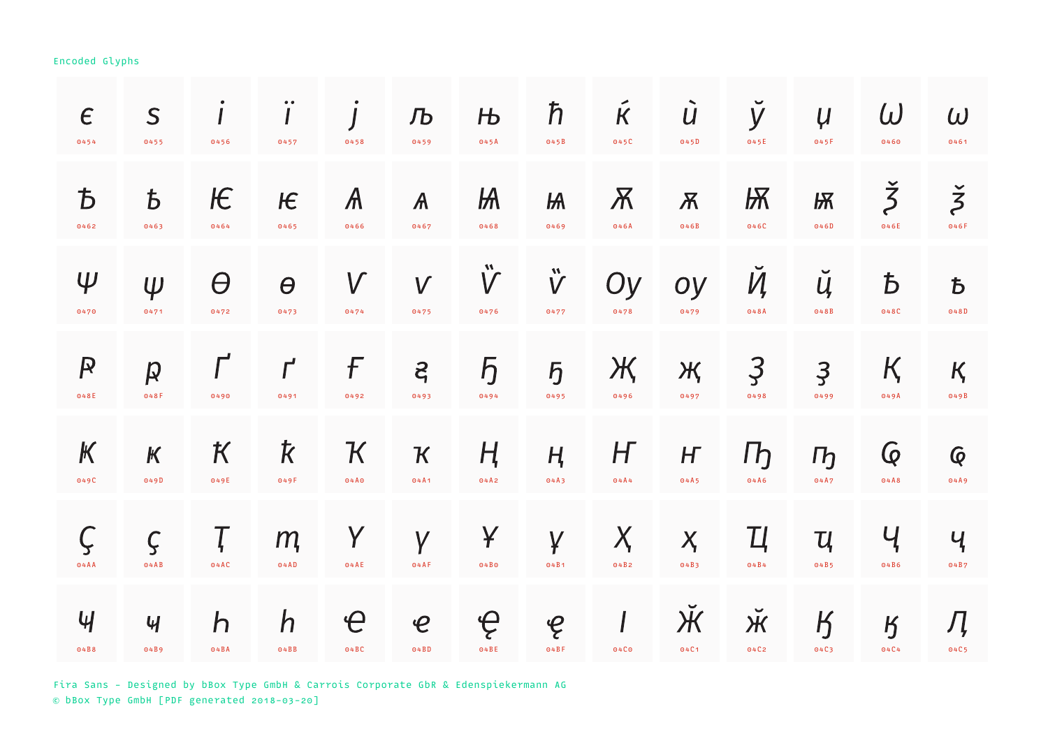Encoded Glyphs

| | | | | | | | | | | | | | |
|---|---|---|---|---|---|---|---|---|---|---|---|---|---|
| є 0454 | ѕ 0455 | і 0456 | ї 0457 | ј 0458 | љ 0459 | њ 045A | ћ 045B | ќ 045C | ѝ 045D | ў 045E | џ 045F | Ѡ 0460 | ѡ 0461 |
| Ѣ 0462 | ѣ 0463 | Ѥ 0464 | ѥ 0465 | Ѧ 0466 | ѧ 0467 | Ѩ 0468 | ѩ 0469 | Ѫ 046A | ѫ 046B | Ѭ 046C | ѭ 046D | Ѯ 046E | ѯ 046F |
| Ѱ 0470 | ѱ 0471 | Ѳ 0472 | ѳ 0473 | Ѵ 0474 | ѵ 0475 | Ѷ 0476 | ѷ 0477 | Ѹ 0478 | ѹ 0479 | Ҋ 048A | ҋ 048B | Ҍ 048C | ҍ 048D |
| Ҏ 048E | ҏ 048F | Ґ 0490 | ґ 0491 | Ғ 0492 | ғ 0493 | Ҕ 0494 | ҕ 0495 | Җ 0496 | җ 0497 | Ҙ 0498 | ҙ 0499 | Қ 049A | қ 049B |
| Ҝ 049C | ҝ 049D | Ҟ 049E | ҟ 049F | Ҡ 04A0 | ҡ 04A1 | Ң 04A2 | ң 04A3 | Ҥ 04A4 | ҥ 04A5 | Ҧ 04A6 | ҧ 04A7 | Ҩ 04A8 | ҩ 04A9 |
| Ҫ 04AA | ҫ 04AB | Ҭ 04AC | ҭ 04AD | Ү 04AE | ү 04AF | Ұ 04B0 | ұ 04B1 | Ҳ 04B2 | ҳ 04B3 | Ҵ 04B4 | ҵ 04B5 | Ҷ 04B6 | ҷ 04B7 |
| Ҹ 04B8 | ҹ 04B9 | Һ 04BA | һ 04BB | Ҽ 04BC | ҽ 04BD | Ҿ 04BE | ҿ 04BF | Ӏ 04C0 | Ӂ 04C1 | ӂ 04C2 | Ӄ 04C3 | ӄ 04C4 | Ӆ 04C5 |

Fira Sans – Designed by bBox Type GmbH & Carrois Corporate GbR & Edenspiekermann AG
© bBox Type GmbH [PDF generated 2018-03-20]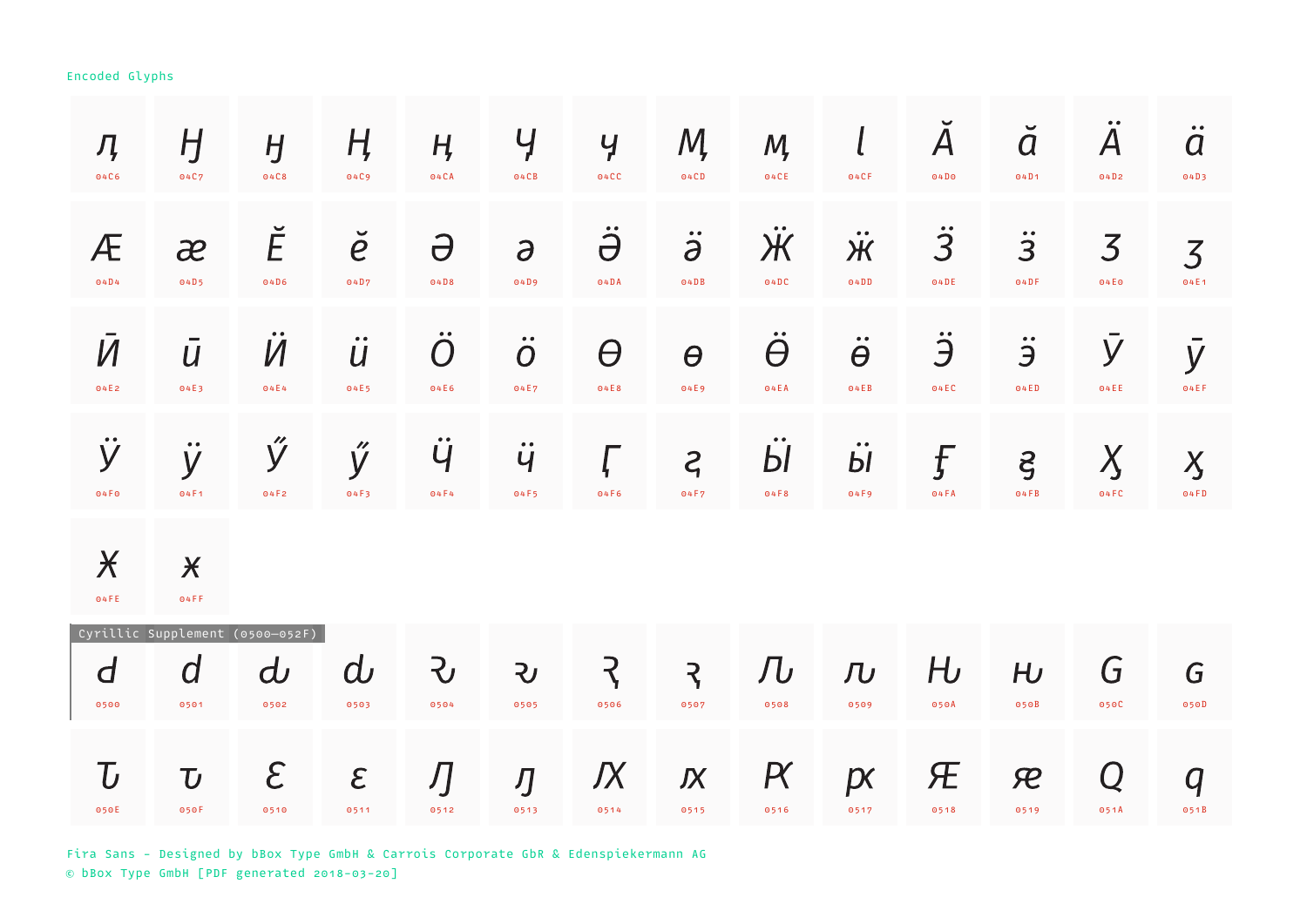Encoded Glyphs

| | | | | | | | | | | | | | |
|---|---|---|---|---|---|---|---|---|---|---|---|---|---|
| ӆ 04C6 | Ӈ 04C7 | ӈ 04C8 | Ӊ 04C9 | ӊ 04CA | Ӌ 04CB | ӌ 04CC | Ӎ 04CD | ӎ 04CE | ӏ 04CF | Ӑ 04D0 | ӑ 04D1 | Ӓ 04D2 | ӓ 04D3 |
| Ӕ 04D4 | ӕ 04D5 | Ӗ 04D6 | ӗ 04D7 | Ә 04D8 | ә 04D9 | Ӛ 04DA | ӛ 04DB | Ӝ 04DC | ӝ 04DD | Ӟ 04DE | ӟ 04DF | Ӡ 04E0 | ӡ 04E1 |
| Ӣ 04E2 | ӣ 04E3 | Ӥ 04E4 | ӥ 04E5 | Ӧ 04E6 | ӧ 04E7 | Ө 04E8 | ө 04E9 | Ӫ 04EA | ӫ 04EB | Ӭ 04EC | ӭ 04ED | Ӯ 04EE | ӯ 04EF |
| Ӱ 04F0 | ӱ 04F1 | Ӳ 04F2 | ӳ 04F3 | Ӵ 04F4 | ӵ 04F5 | Ӷ 04F6 | ӷ 04F7 | Ӹ 04F8 | ӹ 04F9 | Ӻ 04FA | ӻ 04FB | Ӽ 04FC | ӽ 04FD |
| Ӿ 04FE | ӿ 04FF | | | | | | | | | | | | |

Cyrillic Supplement (0500–052F)

| | | | | | | | | | | | | | |
|---|---|---|---|---|---|---|---|---|---|---|---|---|---|
| Ԁ 0500 | ԁ 0501 | Ԃ 0502 | ԃ 0503 | Ԅ 0504 | ԅ 0505 | Ԇ 0506 | ԇ 0507 | Ԉ 0508 | ԉ 0509 | Ԋ 050A | ԋ 050B | Ԍ 050C | ԍ 050D |
| Ԏ 050E | ԏ 050F | Ԑ 0510 | ԑ 0511 | Ԓ 0512 | ԓ 0513 | Ԕ 0514 | ԕ 0515 | Ԗ 0516 | ԗ 0517 | Ԙ 0518 | ԙ 0519 | Ԛ 051A | ԛ 051B |

Fira Sans - Designed by bBox Type GmbH & Carrois Corporate GbR & Edenspiekermann AG
© bBox Type GmbH [PDF generated 2018-03-20]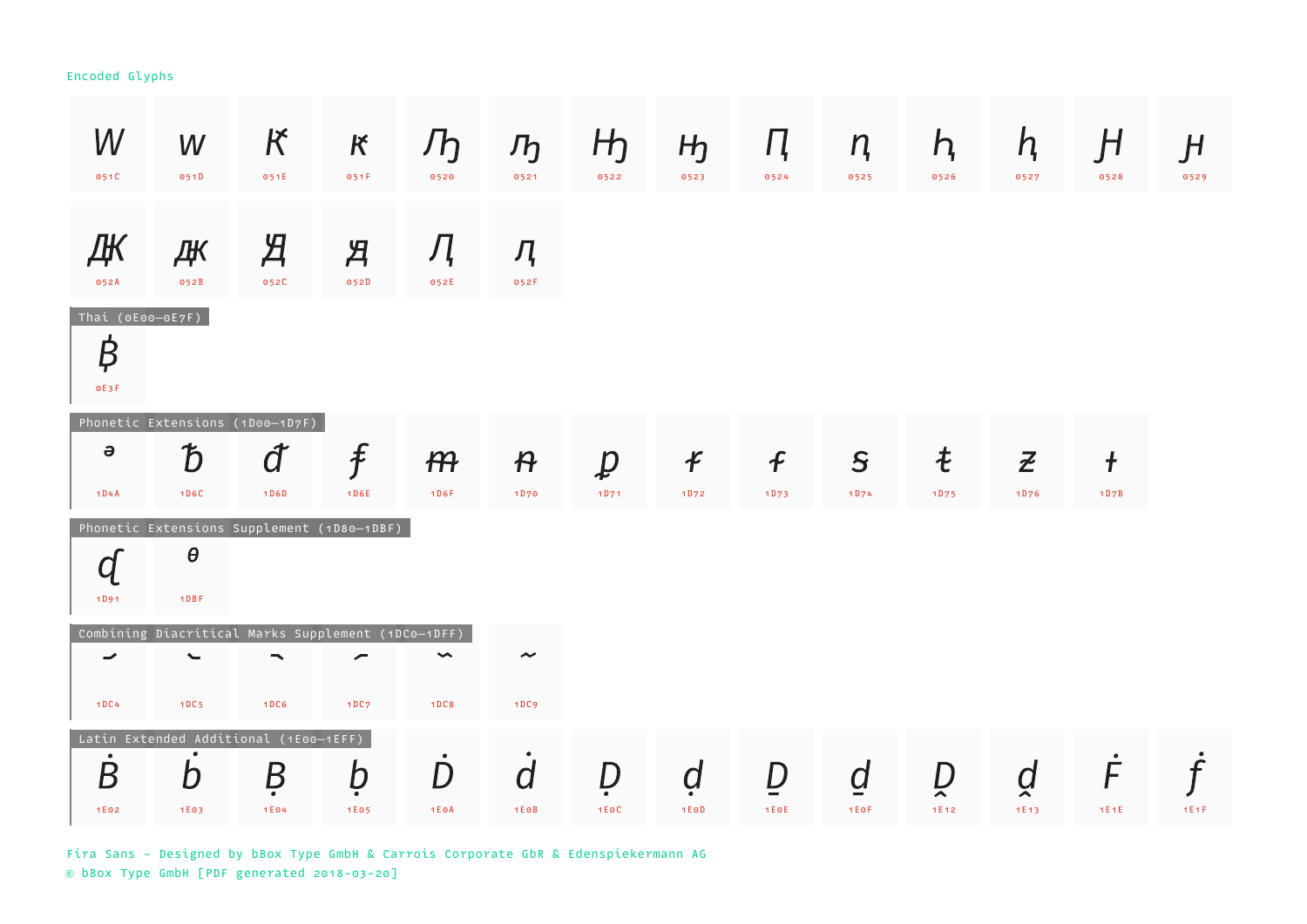Encoded Glyphs

| Ԝ | ԝ | Ԟ | ԟ | Ԡ | ԡ | Ԣ | ԣ | Ԥ | ԥ | Ԧ | ԧ | Ԩ | ԩ |
|---|---|---|---|---|---|---|---|---|---|---|---|---|---|
| 051C | 051D | 051E | 051F | 0520 | 0521 | 0522 | 0523 | 0524 | 0525 | 0526 | 0527 | 0528 | 0529 |

| Ԫ | ԫ | Ԭ | ԭ | Ԯ | ԯ |
|---|---|---|---|---|---|
| 052A | 052B | 052C | 052D | 052E | 052F |

## Thai (0E00–0E7F)

| ฿ |
|---|
| 0E3F |

## Phonetic Extensions (1D00–1D7F)

| ᵊ | ᵬ | ᵭ | ᵮ | ᵯ | ᵰ | ᵱ | ᵲ | ᵳ | ᵴ | ᵵ | ᵶ | ᵻ |
|---|---|---|---|---|---|---|---|---|---|---|---|---|
| 1D4A | 1D6C | 1D6D | 1D6E | 1D6F | 1D70 | 1D71 | 1D72 | 1D73 | 1D74 | 1D75 | 1D76 | 1D7B |

## Phonetic Extensions Supplement (1D80–1DBF)

| ᶑ | ᶿ |
|---|---|
| 1D91 | 1DBF |

## Combining Diacritical Marks Supplement (1DC0–1DFF)

| ◌᷄ | ◌᷅ | ◌᷆ | ◌᷇ | ◌᷈ | ◌᷉ |
|---|---|---|---|---|---|
| 1DC4 | 1DC5 | 1DC6 | 1DC7 | 1DC8 | 1DC9 |

## Latin Extended Additional (1E00–1EFF)

| Ḃ | ḃ | Ḅ | ḅ | Ḋ | ḋ | Ḍ | ḍ | Ḏ | ḏ | Ḓ | ḓ | Ḟ | ḟ |
|---|---|---|---|---|---|---|---|---|---|---|---|---|---|
| 1E02 | 1E03 | 1E04 | 1E05 | 1E0A | 1E0B | 1E0C | 1E0D | 1E0E | 1E0F | 1E12 | 1E13 | 1E1E | 1E1F |

Fira Sans - Designed by bBox Type GmbH & Carrois Corporate GbR & Edenspiekermann AG
© bBox Type GmbH [PDF generated 2018-03-20]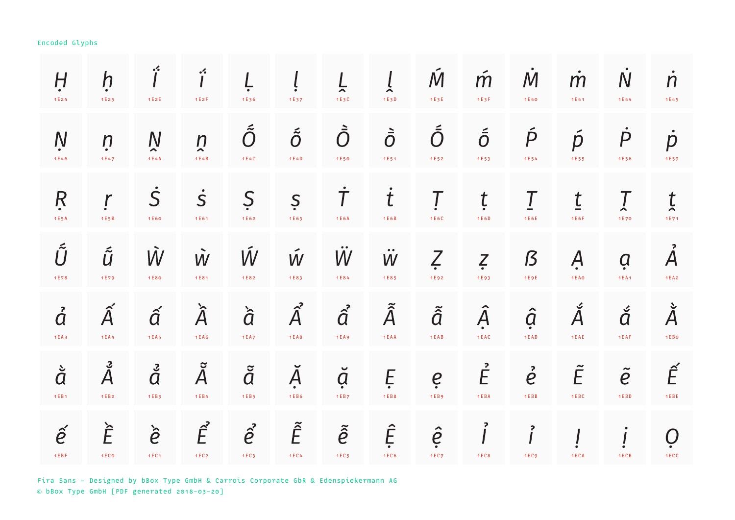Encoded Glyphs

| Ḥ | ḥ | Ḯ | ḯ | Ḷ | ḷ | Ḽ | ḽ | Ḿ | ḿ | Ṁ | ṁ | Ṅ | ṅ |
|---|---|---|---|---|---|---|---|---|---|---|---|---|---|
| 1E24 | 1E25 | 1E2E | 1E2F | 1E36 | 1E37 | 1E3C | 1E3D | 1E3E | 1E3F | 1E40 | 1E41 | 1E44 | 1E45 |
| Ṇ | ṇ | Ṋ | ṋ | Ṍ | ṍ | Ṑ | ṑ | Ṓ | ṓ | Ṕ | ṕ | Ṗ | ṗ |
| 1E46 | 1E47 | 1E4A | 1E4B | 1E4C | 1E4D | 1E50 | 1E51 | 1E52 | 1E53 | 1E54 | 1E55 | 1E56 | 1E57 |
| Ṛ | ṛ | Ṡ | ṡ | Ṣ | ṣ | Ṫ | ṫ | Ṭ | ṭ | Ṯ | ṯ | Ṱ | ṱ |
| 1E5A | 1E5B | 1E60 | 1E61 | 1E62 | 1E63 | 1E6A | 1E6B | 1E6C | 1E6D | 1E6E | 1E6F | 1E70 | 1E71 |
| Ṹ | ṹ | Ẁ | ẁ | Ẃ | ẃ | Ẅ | ẅ | Ẓ | ẓ | ẞ | Ạ | ạ | Ả |
| 1E78 | 1E79 | 1E80 | 1E81 | 1E82 | 1E83 | 1E84 | 1E85 | 1E92 | 1E93 | 1E9E | 1EA0 | 1EA1 | 1EA2 |
| ả | Ấ | ấ | Ầ | ầ | Ẩ | ẩ | Ẫ | ẫ | Ậ | ậ | Ắ | ắ | Ằ |
| 1EA3 | 1EA4 | 1EA5 | 1EA6 | 1EA7 | 1EA8 | 1EA9 | 1EAA | 1EAB | 1EAC | 1EAD | 1EAE | 1EAF | 1EB0 |
| ằ | Ẳ | ẳ | Ẵ | ẵ | Ặ | ặ | Ẹ | ẹ | Ẻ | ẻ | Ẽ | ẽ | Ế |
| 1EB1 | 1EB2 | 1EB3 | 1EB4 | 1EB5 | 1EB6 | 1EB7 | 1EB8 | 1EB9 | 1EBA | 1EBB | 1EBC | 1EBD | 1EBE |
| ế | Ề | ề | Ể | ể | Ễ | ễ | Ệ | ệ | Ỉ | ỉ | Ị | ị | Ọ |
| 1EBF | 1EC0 | 1EC1 | 1EC2 | 1EC3 | 1EC4 | 1EC5 | 1EC6 | 1EC7 | 1EC8 | 1EC9 | 1ECA | 1ECB | 1ECC |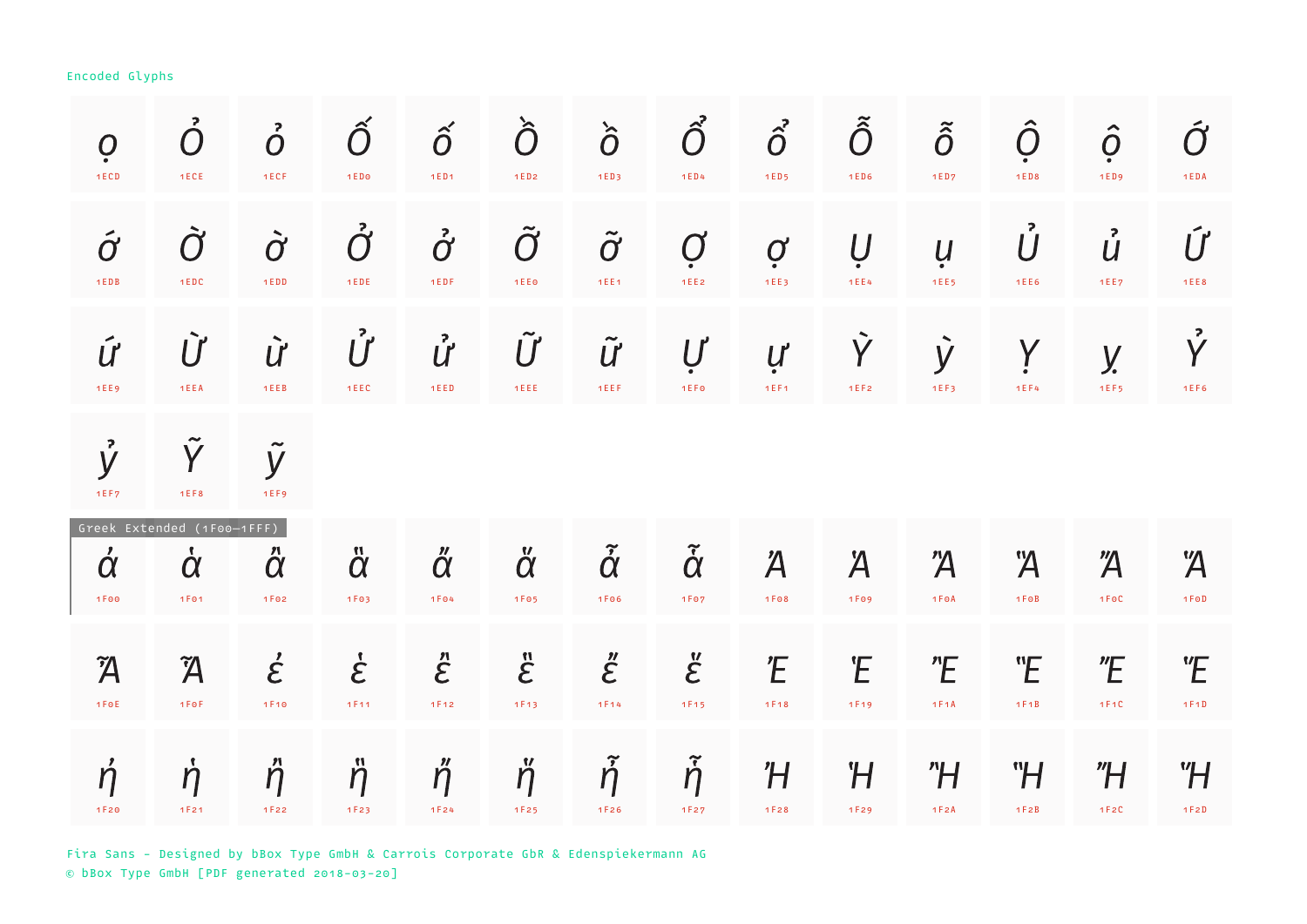Encoded Glyphs

| | | | | | | | | | | | | | |
|---|---|---|---|---|---|---|---|---|---|---|---|---|---|
| ọ 1ECD | Ỏ 1ECE | ỏ 1ECF | Ố 1ED0 | ố 1ED1 | Ồ 1ED2 | ồ 1ED3 | Ổ 1ED4 | ổ 1ED5 | Ỗ 1ED6 | ỗ 1ED7 | Ộ 1ED8 | ộ 1ED9 | Ớ 1EDA |
| ớ 1EDB | Ờ 1EDC | ờ 1EDD | Ở 1EDE | ở 1EDF | Ỡ 1EE0 | ỡ 1EE1 | Ợ 1EE2 | ợ 1EE3 | Ụ 1EE4 | ụ 1EE5 | Ủ 1EE6 | ủ 1EE7 | Ứ 1EE8 |
| ứ 1EE9 | Ừ 1EEA | ừ 1EEB | Ử 1EEC | ử 1EED | Ữ 1EEE | ữ 1EEF | Ự 1EF0 | ự 1EF1 | Ỳ 1EF2 | ỳ 1EF3 | Ỵ 1EF4 | ỵ 1EF5 | Ỷ 1EF6 |
| ỷ 1EF7 | Ỹ 1EF8 | ỹ 1EF9 | | | | | | | | | | | |

Greek Extended (1F00–1FFF)

| | | | | | | | | | | | | | |
|---|---|---|---|---|---|---|---|---|---|---|---|---|---|
| ἀ 1F00 | ἁ 1F01 | ἂ 1F02 | ἃ 1F03 | ἄ 1F04 | ἅ 1F05 | ἆ 1F06 | ἇ 1F07 | Ἀ 1F08 | Ἁ 1F09 | Ἂ 1F0A | Ἃ 1F0B | Ἄ 1F0C | Ἅ 1F0D |
| Ἆ 1F0E | Ἇ 1F0F | ἐ 1F10 | ἑ 1F11 | ἒ 1F12 | ἓ 1F13 | ἔ 1F14 | ἕ 1F15 | Ἐ 1F18 | Ἑ 1F19 | Ἒ 1F1A | Ἓ 1F1B | Ἔ 1F1C | Ἕ 1F1D |
| ἠ 1F20 | ἡ 1F21 | ἢ 1F22 | ἣ 1F23 | ἤ 1F24 | ἥ 1F25 | ἦ 1F26 | ἧ 1F27 | Ἠ 1F28 | Ἡ 1F29 | Ἢ 1F2A | Ἣ 1F2B | Ἤ 1F2C | Ἥ 1F2D |

Fira Sans - Designed by bBox Type GmbH & Carrois Corporate GbR & Edenspiekermann AG
© bBox Type GmbH [PDF generated 2018-03-20]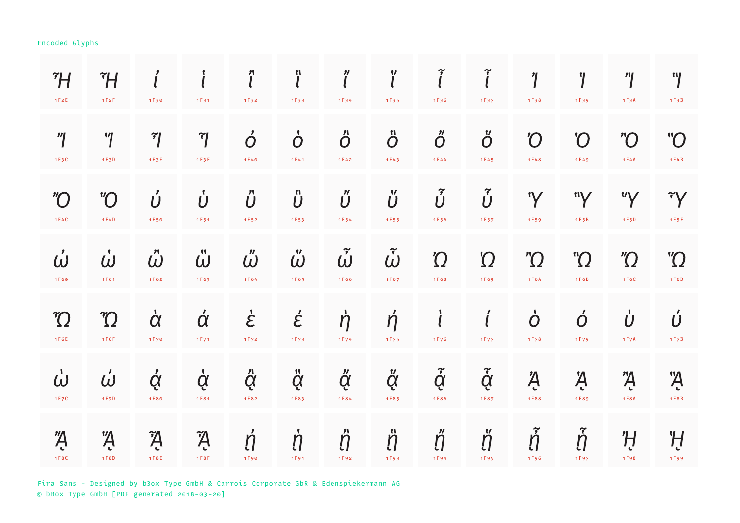Encoded Glyphs

| | | | | | | | | | | | | | |
|---|---|---|---|---|---|---|---|---|---|---|---|---|---|
| ἮΗ | ἯΗ | ἰ | ἱ | ἲ | ἳ | ἴ | ἵ | ἶ | ἷ | Ἰ | Ἱ | Ἲ | Ἳ |
| 1F2E | 1F2F | 1F30 | 1F31 | 1F32 | 1F33 | 1F34 | 1F35 | 1F36 | 1F37 | 1F38 | 1F39 | 1F3A | 1F3B |
| Ἴ | Ἵ | Ἶ | Ἷ | ὀ | ὁ | ὂ | ὃ | ὄ | ὅ | Ὀ | Ὁ | Ὂ | Ὃ |
| 1F3C | 1F3D | 1F3E | 1F3F | 1F40 | 1F41 | 1F42 | 1F43 | 1F44 | 1F45 | 1F48 | 1F49 | 1F4A | 1F4B |
| Ὄ | Ὅ | ὐ | ὑ | ὒ | ὓ | ὔ | ὕ | ὖ | ὗ | Ὑ | Ὓ | Ὕ | Ὗ |
| 1F4C | 1F4D | 1F50 | 1F51 | 1F52 | 1F53 | 1F54 | 1F55 | 1F56 | 1F57 | 1F59 | 1F5B | 1F5D | 1F5F |
| ὠ | ὡ | ὢ | ὣ | ὤ | ὥ | ὦ | ὧ | Ὠ | Ὡ | Ὢ | Ὣ | Ὤ | Ὥ |
| 1F60 | 1F61 | 1F62 | 1F63 | 1F64 | 1F65 | 1F66 | 1F67 | 1F68 | 1F69 | 1F6A | 1F6B | 1F6C | 1F6D |
| Ὦ | Ὧ | ὰ | ά | ὲ | έ | ὴ | ή | ὶ | ί | ὸ | ό | ὺ | ύ |
| 1F6E | 1F6F | 1F70 | 1F71 | 1F72 | 1F73 | 1F74 | 1F75 | 1F76 | 1F77 | 1F78 | 1F79 | 1F7A | 1F7B |
| ὼ | ώ | ᾀ | ᾁ | ᾂ | ᾃ | ᾄ | ᾅ | ᾆ | ᾇ | ᾈ | ᾉ | ᾊ | ᾋ |
| 1F7C | 1F7D | 1F80 | 1F81 | 1F82 | 1F83 | 1F84 | 1F85 | 1F86 | 1F87 | 1F88 | 1F89 | 1F8A | 1F8B |
| ᾌ | ᾍ | ᾎ | ᾏ | ᾐ | ᾑ | ᾒ | ᾓ | ᾔ | ᾕ | ᾖ | ᾗ | ᾘ | ᾙ |
| 1F8C | 1F8D | 1F8E | 1F8F | 1F90 | 1F91 | 1F92 | 1F93 | 1F94 | 1F95 | 1F96 | 1F97 | 1F98 | 1F99 |

Fira Sans – Designed by bBox Type GmbH & Carrois Corporate GbR & Edenspiekermann AG
© bBox Type GmbH [PDF generated 2018-03-20]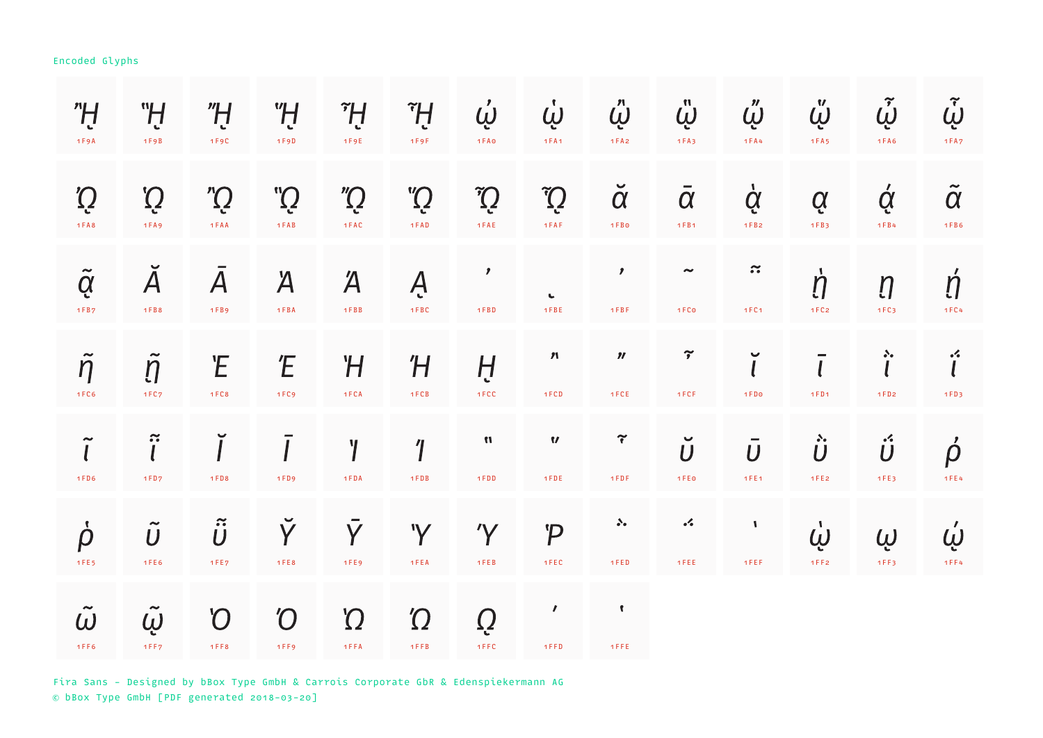Encoded Glyphs

| ᾚ | ᾛ | ᾜ | ᾝ | ᾞ | ᾟ | ᾠ | ᾡ | ᾢ | ᾣ | ᾤ | ᾥ | ᾦ | ᾧ |
|---|---|---|---|---|---|---|---|---|---|---|---|---|---|
| 1F9A | 1F9B | 1F9C | 1F9D | 1F9E | 1F9F | 1FA0 | 1FA1 | 1FA2 | 1FA3 | 1FA4 | 1FA5 | 1FA6 | 1FA7 |
| ᾨ | ᾩ | ᾪ | ᾫ | ᾬ | ᾭ | ᾮ | ᾯ | ᾰ | ᾱ | ᾲ | ᾳ | ᾴ | ᾶ |
| 1FA8 | 1FA9 | 1FAA | 1FAB | 1FAC | 1FAD | 1FAE | 1FAF | 1FB0 | 1FB1 | 1FB2 | 1FB3 | 1FB4 | 1FB6 |
| ᾷ | Ᾰ | Ᾱ | Ὰ | Ά | ᾼ | ᾽ | ι | ᾿ | ῀ | ῁ | ῂ | ῃ | ῄ |
| 1FB7 | 1FB8 | 1FB9 | 1FBA | 1FBB | 1FBC | 1FBD | 1FBE | 1FBF | 1FC0 | 1FC1 | 1FC2 | 1FC3 | 1FC4 |
| ῆ | ῇ | Ὲ | Έ | Ὴ | Ή | ῌ | ῍ | ῎ | ῏ | ῐ | ῑ | ῒ | ΐ |
| 1FC6 | 1FC7 | 1FC8 | 1FC9 | 1FCA | 1FCB | 1FCC | 1FCD | 1FCE | 1FCF | 1FD0 | 1FD1 | 1FD2 | 1FD3 |
| ῖ | ῗ | Ῐ | Ῑ | Ὶ | Ί | ῝ | ῞ | ῟ | ῠ | ῡ | ῢ | ΰ | ῤ |
| 1FD6 | 1FD7 | 1FD8 | 1FD9 | 1FDA | 1FDB | 1FDD | 1FDE | 1FDF | 1FE0 | 1FE1 | 1FE2 | 1FE3 | 1FE4 |
| ῥ | ῦ | ῧ | Ῠ | Ῡ | Ὺ | Ύ | Ῥ | ῭ | ΅ | ` | ῲ | ῳ | ῴ |
| 1FE5 | 1FE6 | 1FE7 | 1FE8 | 1FE9 | 1FEA | 1FEB | 1FEC | 1FED | 1FEE | 1FEF | 1FF2 | 1FF3 | 1FF4 |
| ῶ | ῷ | Ὸ | Ό | Ὼ | Ώ | ῼ | ´ | ῾ | | | | | |
| 1FF6 | 1FF7 | 1FF8 | 1FF9 | 1FFA | 1FFB | 1FFC | 1FFD | 1FFE | | | | | |

Fira Sans – Designed by bBox Type GmbH & Carrois Corporate GbR & Edenspiekermann AG
© bBox Type GmbH [PDF generated 2018-03-20]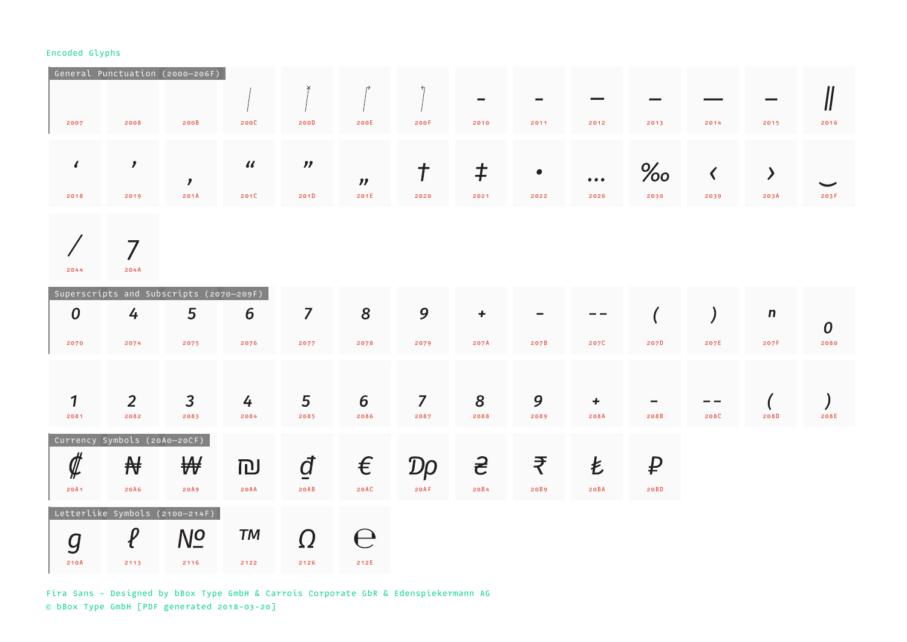Encoded Glyphs

## General Punctuation (2000–206F)

| Glyph | Code |
|---|---|
|  | 2007 |
|  | 2008 |
|  | 200B |
|  | 200C |
|  | 200D |
|  | 200E |
|  | 200F |
| ‐ | 2010 |
| ‑ | 2011 |
| ‒ | 2012 |
| – | 2013 |
| — | 2014 |
| ― | 2015 |
| ‖ | 2016 |
| ‘ | 2018 |
| ’ | 2019 |
| ‚ | 201A |
| “ | 201C |
| ” | 201D |
| „ | 201E |
| † | 2020 |
| ‡ | 2021 |
| • | 2022 |
| … | 2026 |
| ‰ | 2030 |
| ‹ | 2039 |
| › | 203A |
| ‿ | 203F |
| ⁄ | 2044 |
| ⁊ | 204A |

## Superscripts and Subscripts (2070–209F)

| Glyph | Code |
|---|---|
| ⁰ | 2070 |
| ⁴ | 2074 |
| ⁵ | 2075 |
| ⁶ | 2076 |
| ⁷ | 2077 |
| ⁸ | 2078 |
| ⁹ | 2079 |
| ⁺ | 207A |
| ⁻ | 207B |
| ⁼ | 207C |
| ⁽ | 207D |
| ⁾ | 207E |
| ⁿ | 207F |
| ₀ | 2080 |
| ₁ | 2081 |
| ₂ | 2082 |
| ₃ | 2083 |
| ₄ | 2084 |
| ₅ | 2085 |
| ₆ | 2086 |
| ₇ | 2087 |
| ₈ | 2088 |
| ₉ | 2089 |
| ₊ | 208A |
| ₋ | 208B |
| ₌ | 208C |
| ₍ | 208D |
| ₎ | 208E |

## Currency Symbols (20A0–20CF)

| Glyph | Code |
|---|---|
| ₡ | 20A1 |
| ₦ | 20A6 |
| ₩ | 20A9 |
| ₪ | 20AA |
| ₫ | 20AB |
| € | 20AC |
| ₯ | 20AF |
| ₴ | 20B4 |
| ₹ | 20B9 |
| ₺ | 20BA |
| ₽ | 20BD |

## Letterlike Symbols (2100–214F)

| Glyph | Code |
|---|---|
| ℊ | 210A |
| ℓ | 2113 |
| № | 2116 |
| ™ | 2122 |
| Ω | 2126 |
| ℮ | 212E |

Fira Sans - Designed by bBox Type GmbH & Carrois Corporate GbR & Edenspiekermann AG
© bBox Type GmbH [PDF generated 2018-03-20]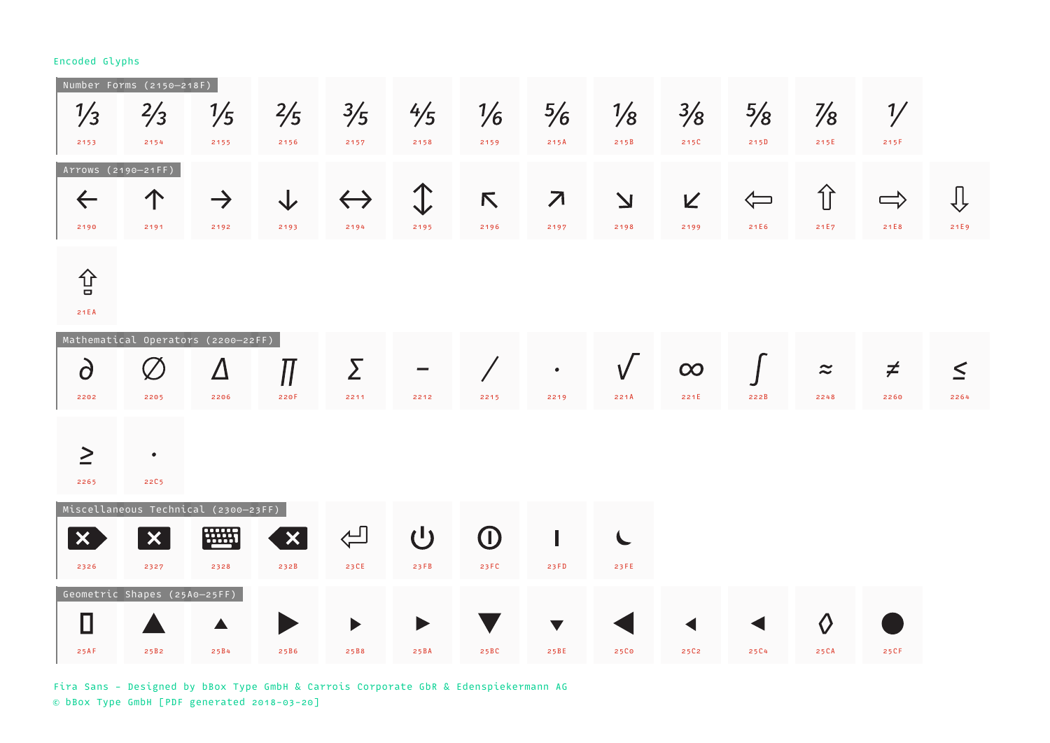Encoded Glyphs

## Number Forms (2150–218F)

| ⅓ | ⅔ | ⅕ | ⅖ | ⅗ | ⅘ | ⅙ | ⅚ | ⅛ | ⅜ | ⅝ | ⅞ | ⅟ |
|---|---|---|---|---|---|---|---|---|---|---|---|---|
| 2153 | 2154 | 2155 | 2156 | 2157 | 2158 | 2159 | 215A | 215B | 215C | 215D | 215E | 215F |

## Arrows (2190–21FF)

| ← | ↑ | → | ↓ | ↔ | ↕ | ↖ | ↗ | ↘ | ↙ | ⇦ | ⇧ | ⇨ | ⇩ | ⇪ |
|---|---|---|---|---|---|---|---|---|---|---|---|---|---|---|
| 2190 | 2191 | 2192 | 2193 | 2194 | 2195 | 2196 | 2197 | 2198 | 2199 | 21E6 | 21E7 | 21E8 | 21E9 | 21EA |

## Mathematical Operators (2200–22FF)

| ∂ | ∅ | ∆ | ∏ | ∑ | − | ∕ | ∙ | √ | ∞ | ∫ | ≈ | ≠ | ≤ | ≥ | ⋅ |
|---|---|---|---|---|---|---|---|---|---|---|---|---|---|---|---|
| 2202 | 2205 | 2206 | 220F | 2211 | 2212 | 2215 | 2219 | 221A | 221E | 222B | 2248 | 2260 | 2264 | 2265 | 22C5 |

## Miscellaneous Technical (2300–23FF)

| ⌦ | ⌧ | ⌨ | ⌫ | ⏎ | ⏻ | ⏼ | ⏽ | ⏾ |
|---|---|---|---|---|---|---|---|---|
| 2326 | 2327 | 2328 | 232B | 23CE | 23FB | 23FC | 23FD | 23FE |

## Geometric Shapes (25A0–25FF)

| ▯ | ▲ | ▴ | ▶ | ▸ | ► | ▼ | ▾ | ◀ | ◂ | ◄ | ◊ | ● |
|---|---|---|---|---|---|---|---|---|---|---|---|---|
| 25AF | 25B2 | 25B4 | 25B6 | 25B8 | 25BA | 25BC | 25BE | 25C0 | 25C2 | 25C4 | 25CA | 25CF |

Fira Sans - Designed by bBox Type GmbH & Carrois Corporate GbR & Edenspiekermann AG
© bBox Type GmbH [PDF generated 2018-03-20]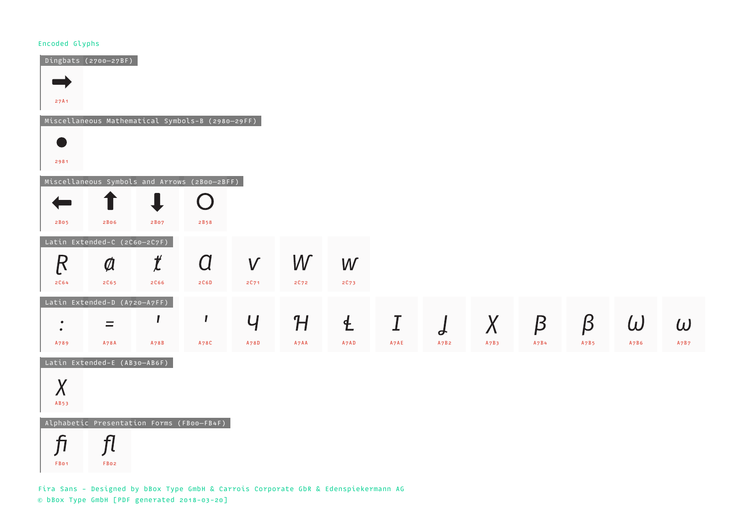Encoded Glyphs

## Dingbats (2700–27BF)

| ➡ |
|---|
| 27A1 |

## Miscellaneous Mathematical Symbols-B (2980–29FF)

| ● |
|---|
| 2981 |

## Miscellaneous Symbols and Arrows (2B00–2BFF)

| ⬅ | ⬆ | ⬇ | ⭘ |
|---|---|---|---|
| 2B05 | 2B06 | 2B07 | 2B58 |

## Latin Extended-C (2C60–2C7F)

| Ɽ | ⱥ | ⱦ | Ɑ | ⱱ | Ⱳ | ⱳ |
|---|---|---|---|---|---|---|
| 2C64 | 2C65 | 2C66 | 2C6D | 2C71 | 2C72 | 2C73 |

## Latin Extended-D (A720–A7FF)

| ꞉ | ꞊ | Ꞌ | ꞌ | Ɥ | Ɦ | Ɬ | Ɪ | Ʝ | Ꭓ | Ꞵ | ꞵ | Ꞷ | ꞷ |
|---|---|---|---|---|---|---|---|---|---|---|---|---|---|
| A789 | A78A | A78B | A78C | A78D | A7AA | A7AD | A7AE | A7B2 | A7B3 | A7B4 | A7B5 | A7B6 | A7B7 |

## Latin Extended-E (AB30–AB6F)

| ꭓ |
|---|
| AB53 |

## Alphabetic Presentation Forms (FB00–FB4F)

| ﬁ | ﬂ |
|---|---|
| FB01 | FB02 |

Fira Sans - Designed by bBox Type GmbH & Carrois Corporate GbR & Edenspiekermann AG
© bBox Type GmbH [PDF generated 2018-03-20]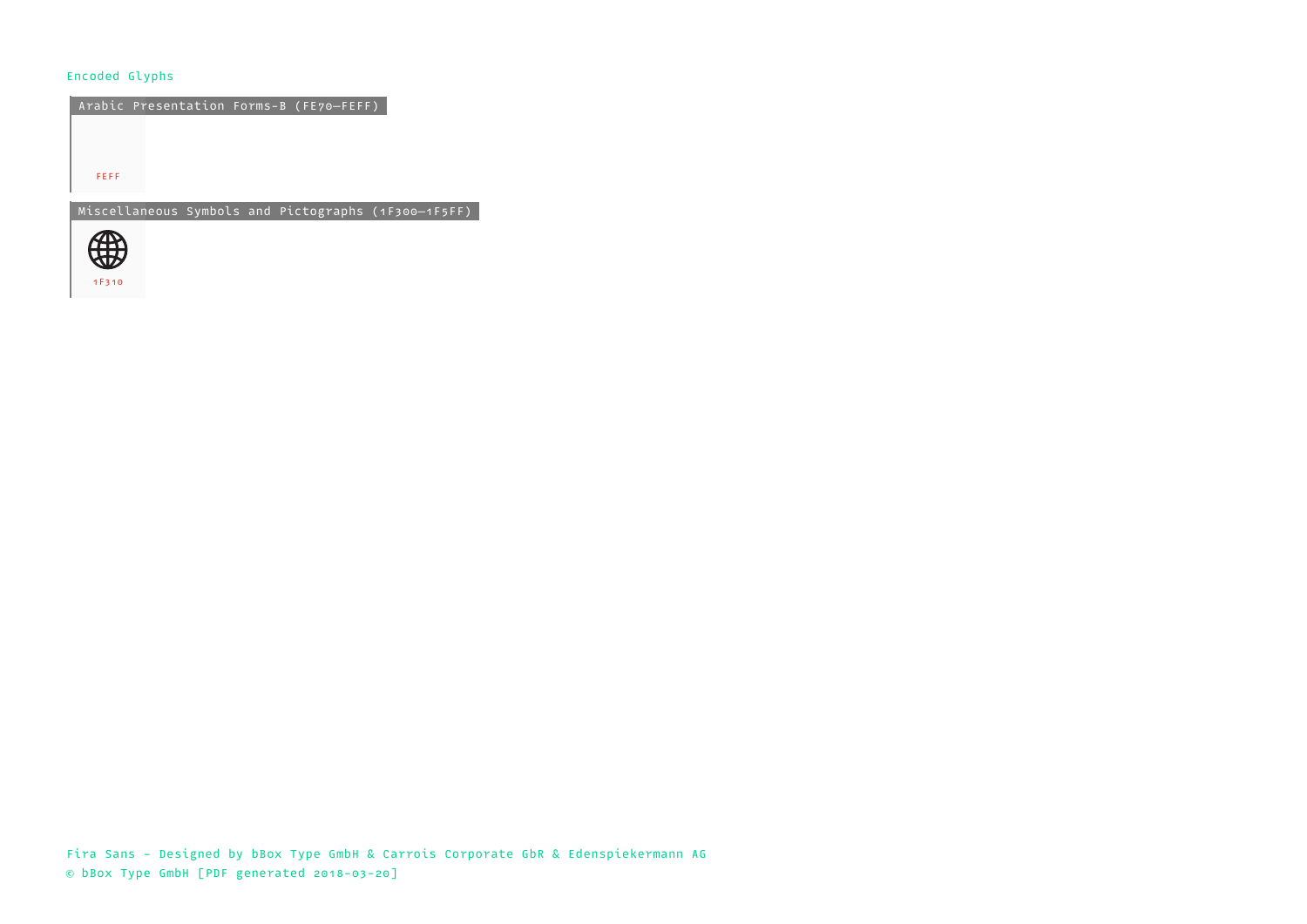Encoded Glyphs

## Arabic Presentation Forms-B (FE70—FEFF)

FEFF

## Miscellaneous Symbols and Pictographs (1F300—1F5FF)

🌐

1F310

Fira Sans - Designed by bBox Type GmbH & Carrois Corporate GbR & Edenspiekermann AG
© bBox Type GmbH [PDF generated 2018-03-20]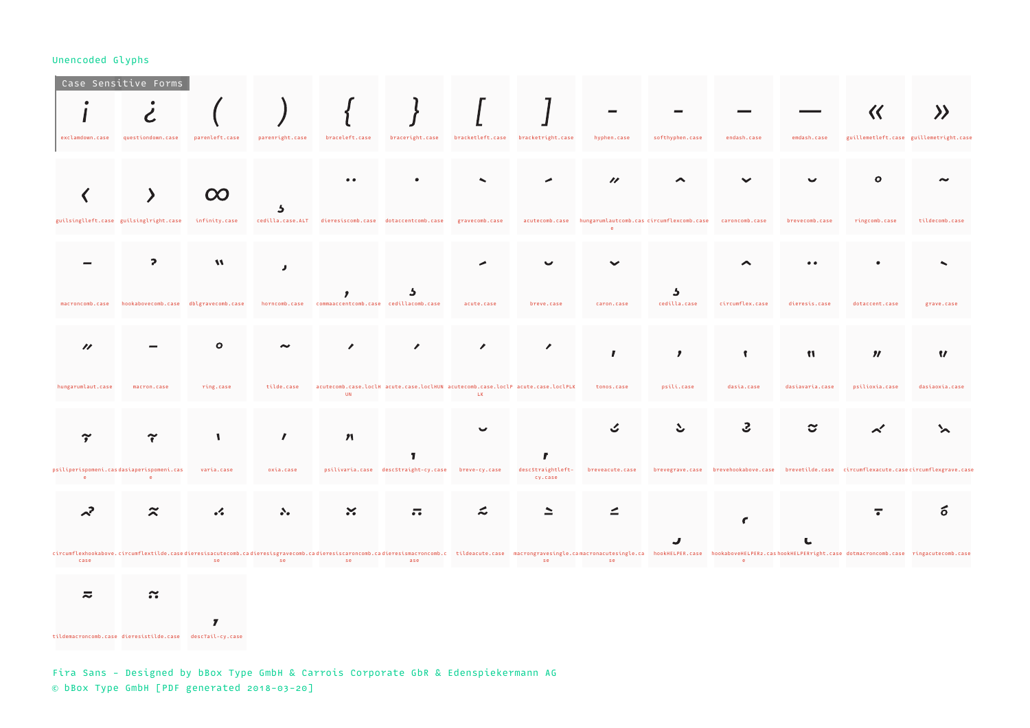Unencoded Glyphs

## Case Sensitive Forms

| | | | | | | | | | | | | | |
|---|---|---|---|---|---|---|---|---|---|---|---|---|---|
| ¡ exclamdown.case | ¿ questiondown.case | ( parenleft.case | ) parenright.case | { braceleft.case | } braceright.case | [ bracketleft.case | ] bracketright.case | - hyphen.case | - softhyphen.case | – endash.case | — emdash.case | « guillemetleft.case | » guillemetright.case |
| ‹ guilsinglleft.case | › guilsinglright.case | ∞ infinity.case | cedilla.case.ALT | dieresiscomb.case | dotaccentcomb.case | gravecomb.case | acutecomb.case | hungarumlautcomb.case | circumflexcomb.case | caroncomb.case | brevecomb.case | ringcomb.case | tildecomb.case |
| macroncomb.case | hookabovecomb.case | dblgravecomb.case | horncomb.case | commaaccentcomb.case | cedillacomb.case | acute.case | breve.case | caron.case | cedilla.case | circumflex.case | dieresis.case | dotaccent.case | grave.case |
| hungarumlaut.case | macron.case | ring.case | tilde.case | acutecomb.case.loclHUN | acute.case.loclHUN | acutecomb.case.loclPLK | acute.case.loclPLK | tonos.case | psili.case | dasia.case | dasiavaria.case | psilioxia.case | dasiaoxia.case |
| psiliperispomeni.case | dasiaperispomeni.case | varia.case | oxia.case | psilivaria.case | descStraight-cy.case | breve-cy.case | descStraightleft-cy.case | breveacute.case | brevegrave.case | brevehookabove.case | brevetilde.case | circumflexacute.case | circumflexgrave.case |
| circumflexhookabove.case | circumflextilde.case | dieresisacutecomb.case | dieresisgravecomb.case | dieresiscaroncomb.case | dieresismacroncomb.case | tildeacute.case | macrongravesingle.case | macronacutesingle.case | hookHELPER.case | hookaboveHELPER2.case | hookHELPERright.case | dotmacroncomb.case | ringacutecomb.case |
| tildemacroncomb.case | dieresistilde.case | descTail-cy.case | | | | | | | | | | | |

Fira Sans - Designed by bBox Type GmbH & Carrois Corporate GbR & Edenspiekermann AG
© bBox Type GmbH [PDF generated 2018-03-20]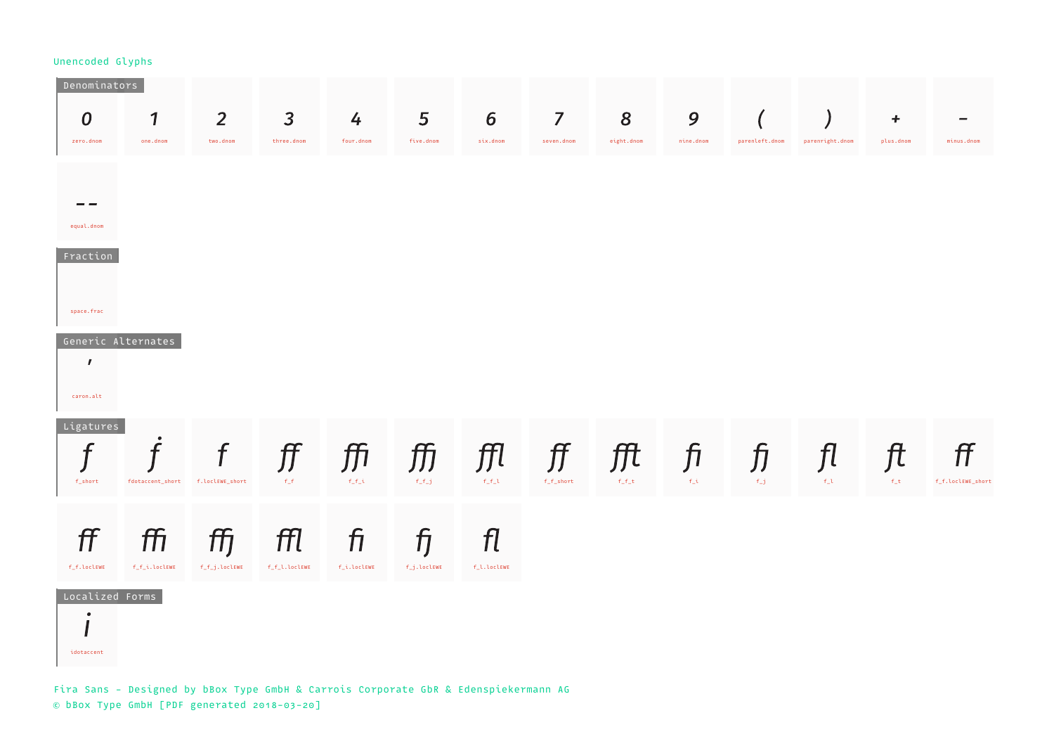Unencoded Glyphs

## Denominators

| 0 | 1 | 2 | 3 | 4 | 5 | 6 | 7 | 8 | 9 | ( | ) | + | − |
|---|---|---|---|---|---|---|---|---|---|---|---|---|---|
| zero.dnom | one.dnom | two.dnom | three.dnom | four.dnom | five.dnom | six.dnom | seven.dnom | eight.dnom | nine.dnom | parenleft.dnom | parenright.dnom | plus.dnom | minus.dnom |

| = |
|---|
| equal.dnom |

## Fraction

| |
|---|
| space.frac |

## Generic Alternates

| ’ |
|---|
| caron.alt |

## Ligatures

| f | ḟ | f | ff | ffi | ffj | ffl | ff | fft | fi | fj | fl | ft | ff |
|---|---|---|---|---|---|---|---|---|---|---|---|---|---|
| f_short | fdotaccent_short | f.loclEWE_short | f_f | f_f_i | f_f_j | f_f_l | f_f_short | f_f_t | f_i | f_j | f_l | f_t | f_f.loclEWE_short |

| ff | ffi | ffj | ffl | fi | fj | fl |
|---|---|---|---|---|---|---|
| f_f.loclEWE | f_f_i.loclEWE | f_f_j.loclEWE | f_f_l.loclEWE | f_i.loclEWE | f_j.loclEWE | f_l.loclEWE |

## Localized Forms

| i |
|---|
| idotaccent |

Fira Sans - Designed by bBox Type GmbH & Carrois Corporate GbR & Edenspiekermann AG
© bBox Type GmbH [PDF generated 2018-03-20]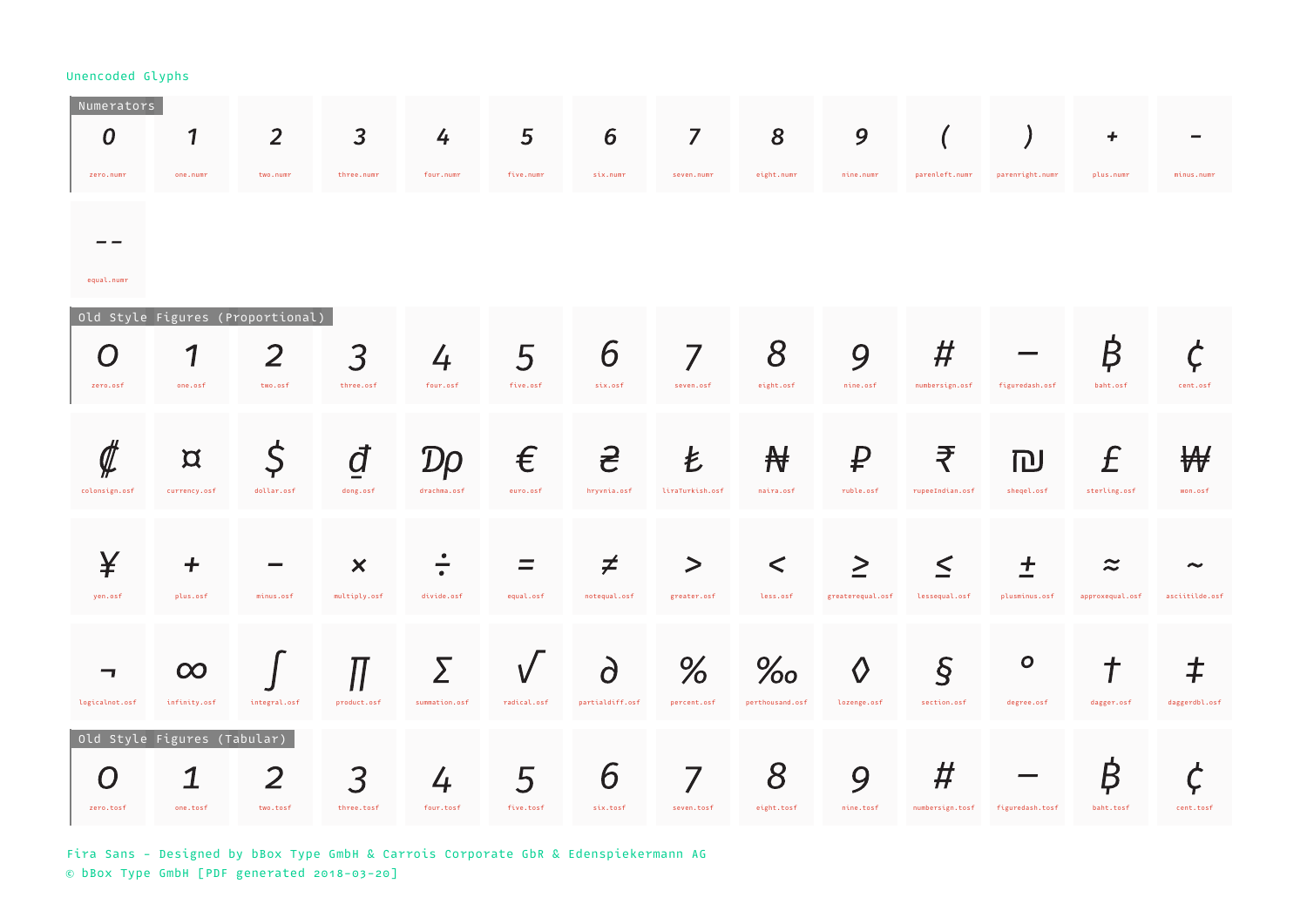Unencoded Glyphs

### Numerators

| Glyph | Name |
|---|---|
| 0 | zero.numr |
| 1 | one.numr |
| 2 | two.numr |
| 3 | three.numr |
| 4 | four.numr |
| 5 | five.numr |
| 6 | six.numr |
| 7 | seven.numr |
| 8 | eight.numr |
| 9 | nine.numr |
| ( | parenleft.numr |
| ) | parenright.numr |
| + | plus.numr |
| − | minus.numr |
| = | equal.numr |

### Old Style Figures (Proportional)

| Glyph | Name |
|---|---|
| 0 | zero.osf |
| 1 | one.osf |
| 2 | two.osf |
| 3 | three.osf |
| 4 | four.osf |
| 5 | five.osf |
| 6 | six.osf |
| 7 | seven.osf |
| 8 | eight.osf |
| 9 | nine.osf |
| # | numbersign.osf |
| ‒ | figuredash.osf |
| ฿ | baht.osf |
| ¢ | cent.osf |
| ₡ | colonsign.osf |
| ¤ | currency.osf |
| $ | dollar.osf |
| ₫ | dong.osf |
| ₯ | drachma.osf |
| € | euro.osf |
| ₴ | hryvnia.osf |
| ₺ | liraTurkish.osf |
| ₦ | naira.osf |
| ₽ | ruble.osf |
| ₹ | rupeeIndian.osf |
| ₪ | sheqel.osf |
| £ | sterling.osf |
| ₩ | won.osf |
| ¥ | yen.osf |
| + | plus.osf |
| − | minus.osf |
| × | multiply.osf |
| ÷ | divide.osf |
| = | equal.osf |
| ≠ | notequal.osf |
| > | greater.osf |
| < | less.osf |
| ≥ | greaterequal.osf |
| ≤ | lessequal.osf |
| ± | plusminus.osf |
| ≈ | approxequal.osf |
| ~ | asciitilde.osf |
| ¬ | logicalnot.osf |
| ∞ | infinity.osf |
| ∫ | integral.osf |
| ∏ | product.osf |
| ∑ | summation.osf |
| √ | radical.osf |
| ∂ | partialdiff.osf |
| % | percent.osf |
| ‰ | perthousand.osf |
| ◊ | lozenge.osf |
| § | section.osf |
| ° | degree.osf |
| † | dagger.osf |
| ‡ | daggerdbl.osf |

### Old Style Figures (Tabular)

| Glyph | Name |
|---|---|
| 0 | zero.tosf |
| 1 | one.tosf |
| 2 | two.tosf |
| 3 | three.tosf |
| 4 | four.tosf |
| 5 | five.tosf |
| 6 | six.tosf |
| 7 | seven.tosf |
| 8 | eight.tosf |
| 9 | nine.tosf |
| # | numbersign.tosf |
| ‒ | figuredash.tosf |
| ฿ | baht.tosf |
| ¢ | cent.tosf |

Fira Sans - Designed by bBox Type GmbH & Carrois Corporate GbR & Edenspiekermann AG
© bBox Type GmbH [PDF generated 2018-03-20]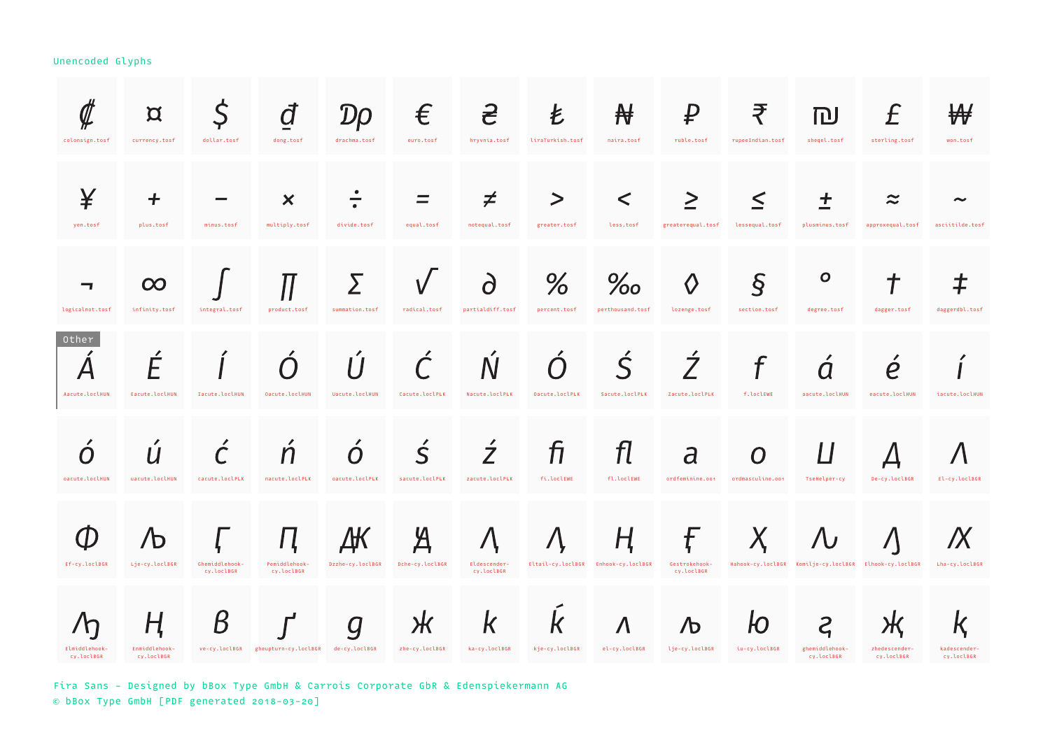Unencoded Glyphs

| | | | | | | | | | | | | | |
|---|---|---|---|---|---|---|---|---|---|---|---|---|---|
| ₡ colonsign.tosf | ¤ currency.tosf | $ dollar.tosf | ₫ dong.tosf | ₯ drachma.tosf | € euro.tosf | ₴ hryvnia.tosf | ₺ liraTurkish.tosf | ₦ naira.tosf | ₽ ruble.tosf | ₹ rupeeIndian.tosf | ₪ sheqel.tosf | £ sterling.tosf | ₩ won.tosf |
| ¥ yen.tosf | + plus.tosf | − minus.tosf | × multiply.tosf | ÷ divide.tosf | = equal.tosf | ≠ notequal.tosf | > greater.tosf | < less.tosf | ≥ greaterequal.tosf | ≤ lessequal.tosf | ± plusminus.tosf | ≈ approxequal.tosf | ~ asciitilde.tosf |
| ¬ logicalnot.tosf | ∞ infinity.tosf | ∫ integral.tosf | ∏ product.tosf | ∑ summation.tosf | √ radical.tosf | ∂ partialdiff.tosf | % percent.tosf | ‰ perthousand.tosf | ◊ lozenge.tosf | § section.tosf | ° degree.tosf | † dagger.tosf | ‡ daggerdbl.tosf |

Other

| | | | | | | | | | | | | | |
|---|---|---|---|---|---|---|---|---|---|---|---|---|---|
| Á Aacute.loclHUN | É Eacute.loclHUN | Í Iacute.loclHUN | Ó Oacute.loclHUN | Ú Uacute.loclHUN | Ć Cacute.loclPLK | Ń Nacute.loclPLK | Ó Oacute.loclPLK | Ś Sacute.loclPLK | Ź Zacute.loclPLK | f f.loclEWE | á aacute.loclHUN | é eacute.loclHUN | í iacute.loclHUN |
| ó oacute.loclHUN | ú uacute.loclHUN | ć cacute.loclPLK | ń nacute.loclPLK | ó oacute.loclPLK | ś sacute.loclPLK | ź zacute.loclPLK | fi fi.loclEWE | fl fl.loclEWE | a ordfeminine.001 | o ordmasculine.001 | Ш TseHelper-cy | Д De-cy.loclBGR | Л El-cy.loclBGR |
| Ф Ef-cy.loclBGR | Љ Lje-cy.loclBGR | Ӷ Ghemiddlehook-cy.loclBGR | Ҧ Pemiddlehook-cy.loclBGR | ДЖ Dzzhe-cy.loclBGR | Ꚉ Dche-cy.loclBGR | Ӆ Eldescender-cy.loclBGR | Ԓ Eltail-cy.loclBGR | Ӊ Enhook-cy.loclBGR | Ғ Gestrokehook-cy.loclBGR | Ҳ Hahook-cy.loclBGR | Ꙩ Komilje-cy.loclBGR | Ԓ Elhook-cy.loclBGR | Ꙗ Lha-cy.loclBGR |
| Ԕ Elmiddlehook-cy.loclBGR | Ң Enmiddlehook-cy.loclBGR | В ve-cy.loclBGR | Ґ gheupturn-cy.loclBGR | д de-cy.loclBGR | ж zhe-cy.loclBGR | к ka-cy.loclBGR | ќ kje-cy.loclBGR | л el-cy.loclBGR | љ lje-cy.loclBGR | ю iu-cy.loclBGR | ҕ ghemiddlehook-cy.loclBGR | җ zhedescender-cy.loclBGR | қ kadescender-cy.loclBGR |

Fira Sans - Designed by bBox Type GmbH & Carrois Corporate GbR & Edenspiekermann AG
© bBox Type GmbH [PDF generated 2018-03-20]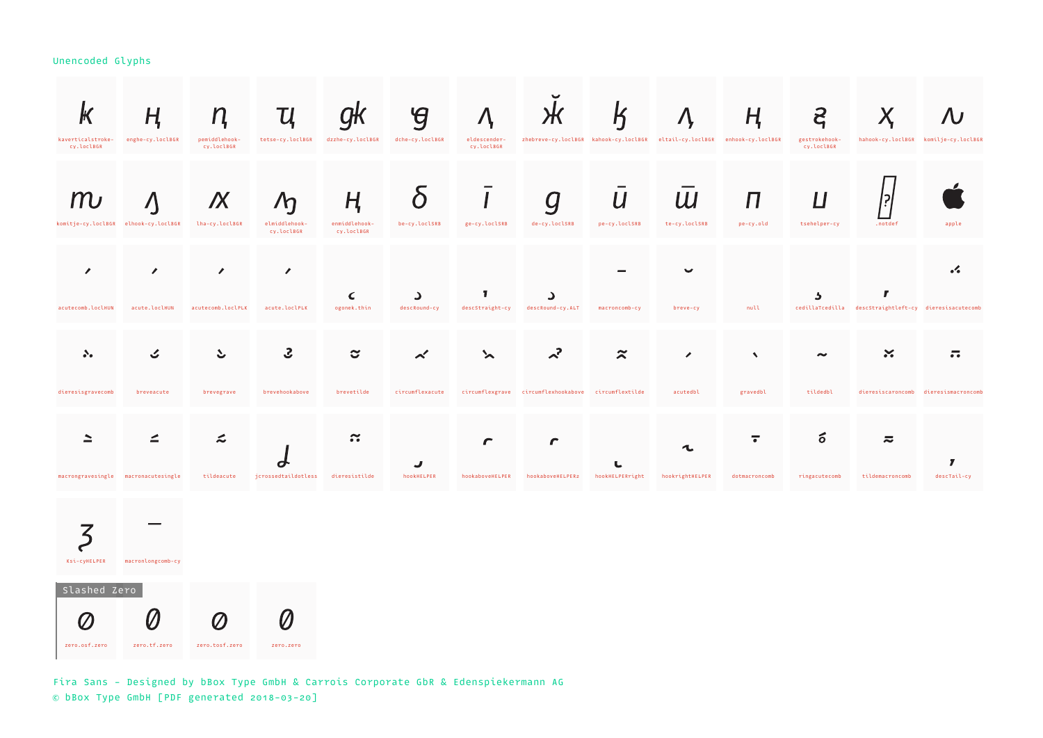Unencoded Glyphs

kaverticalstroke-cy.loclBGR
enghe-cy.loclBGR
pemiddlehook-cy.loclBGR
tetse-cy.loclBGR
dzzhe-cy.loclBGR
dche-cy.loclBGR
eldescender-cy.loclBGR
zhebreve-cy.loclBGR
kahook-cy.loclBGR
eltail-cy.loclBGR
enhook-cy.loclBGR
gestrokehook-cy.loclBGR
hahook-cy.loclBGR
komilje-cy.loclBGR

komitje-cy.loclBGR
elhook-cy.loclBGR
lha-cy.loclBGR
elmiddlehook-cy.loclBGR
enmiddlehook-cy.loclBGR
be-cy.loclSRB
ge-cy.loclSRB
de-cy.loclSRB
pe-cy.loclSRB
te-cy.loclSRB
pe-cy.old
tsehelper-cy
.notdef
apple

acutecomb.loclHUN
acute.loclHUN
acutecomb.loclPLK
acute.loclPLK
ogonek.thin
descRound-cy
descStraight-cy
descRound-cy.ALT
macroncomb-cy
breve-cy
null
cedillaTcedilla
descStraightleft-cy
dieresisacutecomb

dieresisgravecomb
breveacute
brevegrave
brevehookabove
brevetilde
circumflexacute
circumflexgrave
circumflexhookabove
circumflextilde
acutedbl
gravedbl
tildedbl
dieresiscaroncomb
dieresismacroncomb

macrongravesingle
macronacutesingle
tildeacute
jcrossedtaildotless
dieresistilde
hookHELPER
hookaboveHELPER
hookaboveHELPER2
hookHELPERright
hookrightHELPER
dotmacroncomb
ringacutecomb
tildemacroncomb
descTail-cy

Ksi-cyHELPER
macronlongcomb-cy

Slashed Zero

zero.osf.zero
zero.tf.zero
zero.tosf.zero
zero.zero

Fira Sans - Designed by bBox Type GmbH & Carrois Corporate GbR & Edenspiekermann AG
© bBox Type GmbH [PDF generated 2018-03-20]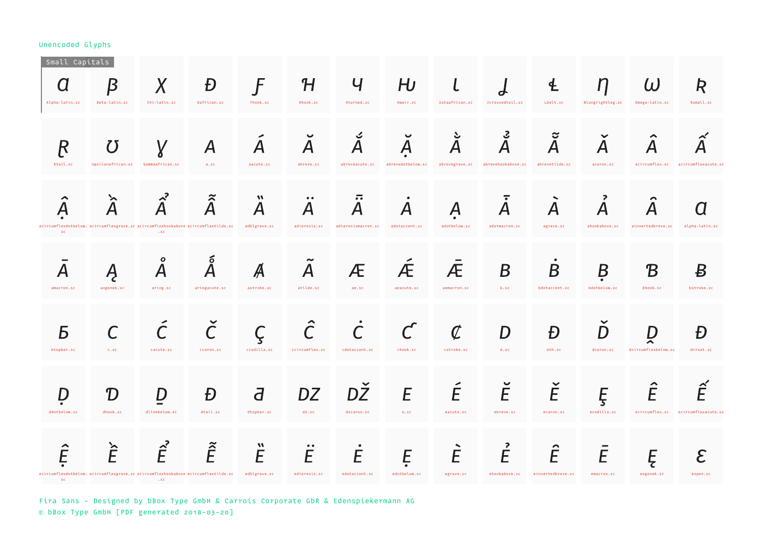Unencoded Glyphs

Small Capitals

| | | | | | | | | | | | | | |
|---|---|---|---|---|---|---|---|---|---|---|---|---|---|
| ɑ Alpha-latin.sc | β Beta-latin.sc | χ Chi-latin.sc | Đ Dafrican.sc | Ƒ Fhook.sc | Ꜧ Hhook.sc | Ч Hturned.sc | Ⱶ Hwair.sc | ɩ Iotaafrican.sc | Ɉ Jcrossedtail.sc | Ł Lbelt.sc | ŋ Nlongrightleg.sc | ω Omega-latin.sc | ʀ Rsmall.sc |
| Ɽ Rtail.sc | Ʊ Upsilonafrican.sc | ɣ Gammaafrican.sc | A a.sc | Á aacute.sc | Ă abreve.sc | Ắ abreveacute.sc | Ặ abrevedotbelow.sc | Ằ abrevegrave.sc | Ẳ abrevehookabove.sc | Ẵ abrevetilde.sc | Ǎ acaron.sc | Â acircumflex.sc | Ấ acircumflexacute.sc |
| Ậ acircumflexdotbelow.sc | Ầ acircumflexgrave.sc | Ẩ acircumflexhookabove.sc | Ẫ acircumflextilde.sc | Ȁ adblgrave.sc | Ä adieresis.sc | Ǟ adieresismacron.sc | Ȧ adotaccent.sc | Ạ adotbelow.sc | Ǡ adotmacron.sc | À agrave.sc | Ả ahookabove.sc | Ȃ ainvertedbreve.sc | ɑ alpha-latin.sc |
| Ā amacron.sc | Ą aogonek.sc | Å aring.sc | Ǻ aringacute.sc | Ⱥ astroke.sc | Ã atilde.sc | Æ ae.sc | Ǽ aeacute.sc | Ǣ aemacron.sc | B b.sc | Ḃ bdotaccent.sc | Ḅ bdotbelow.sc | Ɓ bhook.sc | Ƀ bstroke.sc |
| Б btopbar.sc | C c.sc | Ć cacute.sc | Č ccaron.sc | Ç ccedilla.sc | Ĉ ccircumflex.sc | Ċ cdotaccent.sc | Ƈ chook.sc | Ȼ cstroke.sc | D d.sc | Đ eth.sc | Ď dcaron.sc | Ḓ dcircumflexbelow.sc | Đ dcroat.sc |
| Ḍ ddotbelow.sc | Ɗ dhook.sc | Ḏ dlinebelow.sc | Đ dtail.sc | Ƌ dtopbar.sc | DZ dz.sc | DŽ dzcaron.sc | E e.sc | É eacute.sc | Ĕ ebreve.sc | Ě ecaron.sc | Ȩ ecedilla.sc | Ê ecircumflex.sc | Ế ecircumflexacute.sc |
| Ệ ecircumflexdotbelow.sc | Ề ecircumflexgrave.sc | Ể ecircumflexhookabove.sc | Ễ ecircumflextilde.sc | Ȅ edblgrave.sc | Ë edieresis.sc | Ė edotaccent.sc | Ẹ edotbelow.sc | È egrave.sc | Ẻ ehookabove.sc | Ȇ einvertedbreve.sc | Ē emacron.sc | Ę eogonek.sc | Ɛ eopen.sc |

Fira Sans - Designed by bBox Type GmbH & Carrois Corporate GbR & Edenspiekermann AG
© bBox Type GmbH [PDF generated 2018-03-20]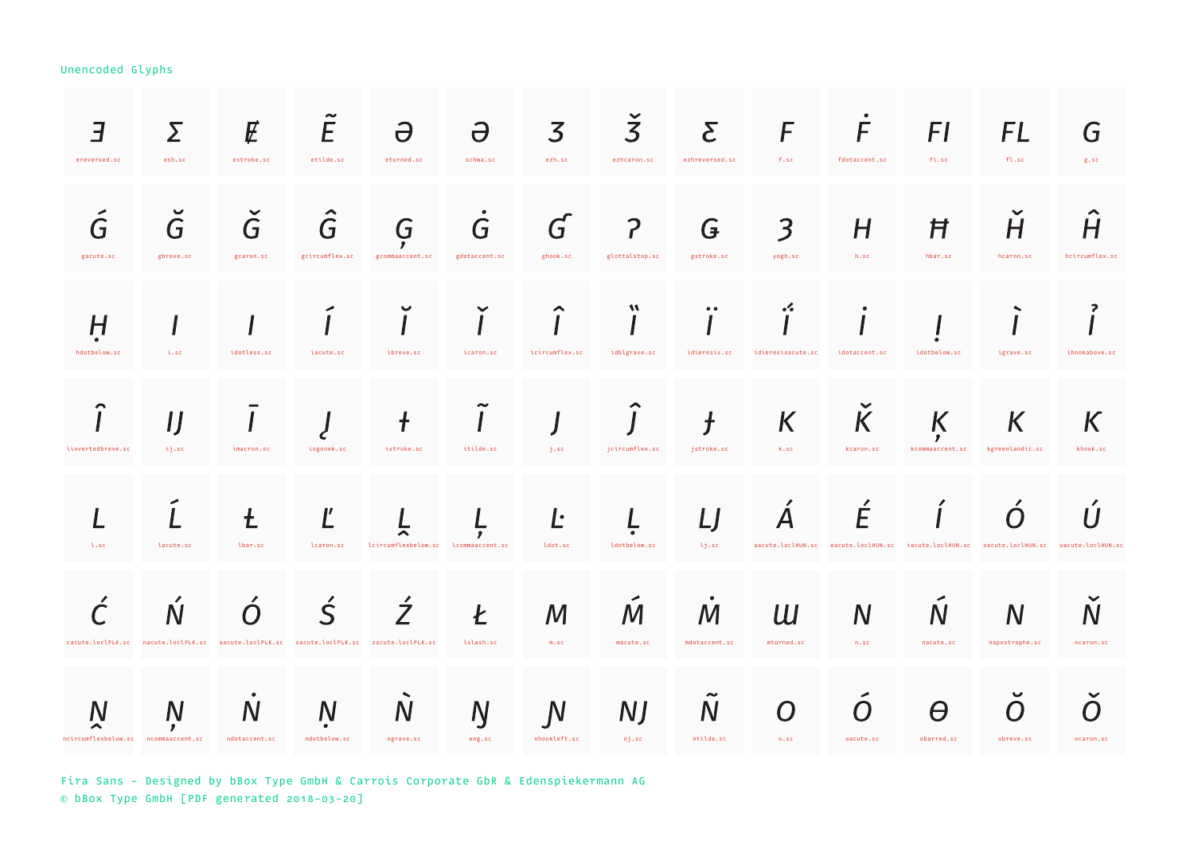Unencoded Glyphs

| | | | | | | | | | | | | | |
|---|---|---|---|---|---|---|---|---|---|---|---|---|---|
| Ǝ ereversed.sc | Σ esh.sc | Ɇ estroke.sc | Ẽ etilde.sc | Ə eturned.sc | Ə schwa.sc | Ʒ ezh.sc | Ǯ ezhcaron.sc | Ɛ ezhreversed.sc | F f.sc | Ḟ fdotaccent.sc | FI fi.sc | FL fl.sc | G g.sc |
| Ǵ gacute.sc | Ğ gbreve.sc | Ǧ gcaron.sc | Ĝ gcircumflex.sc | Ģ gcommaaccent.sc | Ġ gdotaccent.sc | Ɠ ghook.sc | Ɂ glottalstop.sc | Ǥ gstroke.sc | Ȝ yogh.sc | H h.sc | Ħ hbar.sc | Ȟ hcaron.sc | Ĥ hcircumflex.sc |
| Ḥ hdotbelow.sc | I i.sc | I idotless.sc | Í iacute.sc | Ĭ ibreve.sc | Ǐ icaron.sc | Î icircumflex.sc | Ȉ idblgrave.sc | Ï idieresis.sc | Ḯ idieresisacute.sc | İ idotaccent.sc | Ị idotbelow.sc | Ì igrave.sc | Ỉ ihookabove.sc |
| Ȋ iinvertedbreve.sc | IJ ij.sc | Ī imacron.sc | Į iogonek.sc | Ɨ istroke.sc | Ĩ itilde.sc | J j.sc | Ĵ jcircumflex.sc | Ɉ jstroke.sc | K k.sc | Ǩ kcaron.sc | Ķ kcommaaccent.sc | K kgreenlandic.sc | K khook.sc |
| L l.sc | Ĺ lacute.sc | Ł lbar.sc | Ľ lcaron.sc | Ḽ lcircumflexbelow.sc | Ļ lcommaaccent.sc | Ŀ ldot.sc | Ḷ ldotbelow.sc | LJ lj.sc | Á aacute.loclHUN.sc | É eacute.loclHUN.sc | Í iacute.loclHUN.sc | Ó oacute.loclHUN.sc | Ú uacute.loclHUN.sc |
| Ć cacute.loclPLK.sc | Ń nacute.loclPLK.sc | Ó oacute.loclPLK.sc | Ś sacute.loclPLK.sc | Ź zacute.loclPLK.sc | Ł lslash.sc | M m.sc | Ḿ macute.sc | Ṁ mdotaccent.sc | Ɯ mturned.sc | N n.sc | Ń nacute.sc | N napostrophe.sc | Ň ncaron.sc |
| Ṋ ncircumflexbelow.sc | Ņ ncommaaccent.sc | Ṅ ndotaccent.sc | Ṇ ndotbelow.sc | Ǹ ngrave.sc | Ŋ eng.sc | Ɲ nhookleft.sc | NJ nj.sc | Ñ ntilde.sc | O o.sc | Ó oacute.sc | Ɵ obarred.sc | Ŏ obreve.sc | Ǒ ocaron.sc |

Fira Sans - Designed by bBox Type GmbH & Carrois Corporate GbR & Edenspiekermann AG
© bBox Type GmbH [PDF generated 2018-03-20]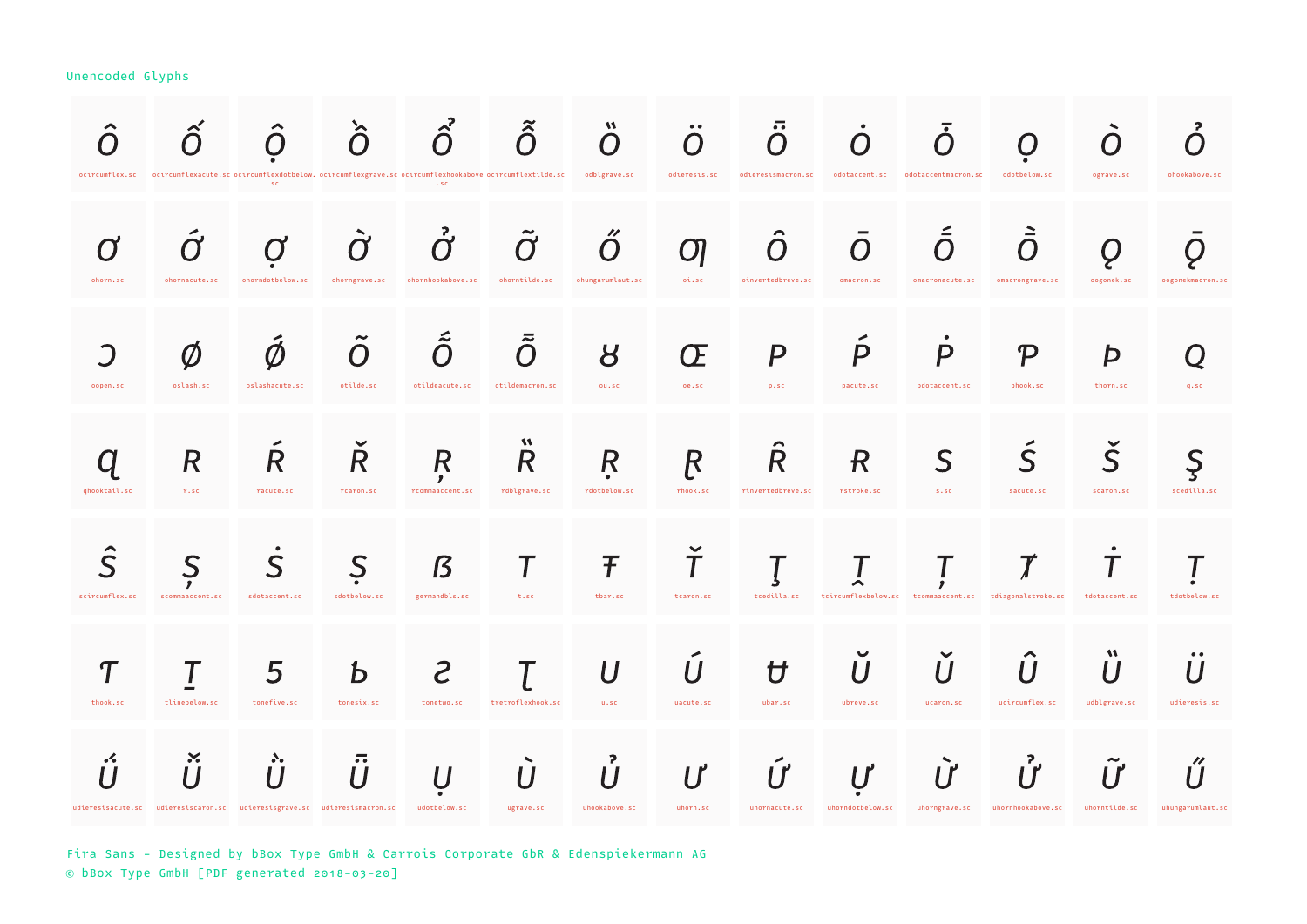Unencoded Glyphs

| | | | | | | | | | | | | | |
|---|---|---|---|---|---|---|---|---|---|---|---|---|---|
| Ô ocircumflex.sc | Ố ocircumflexacute.sc | Ộ ocircumflexdotbelow.sc | Ồ ocircumflexgrave.sc | Ổ ocircumflexhookabove.sc | Ỗ ocircumflextilde.sc | Ȍ odblgrave.sc | Ö odieresis.sc | Ȫ odieresismacron.sc | Ȯ odotaccent.sc | Ȱ odotaccentmacron.sc | Ọ odotbelow.sc | Ò ograve.sc | Ỏ ohookabove.sc |
| Ơ ohorn.sc | Ớ ohornacute.sc | Ợ ohorndotbelow.sc | Ờ ohorngrave.sc | Ở ohornhookabove.sc | Ỡ ohorntilde.sc | Ő ohungarumlaut.sc | Ƣ oi.sc | Ȏ oinvertedbreve.sc | Ō omacron.sc | Ṓ omacronacute.sc | Ṑ omacrongrave.sc | Ǫ oogonek.sc | Ǭ oogonekmacron.sc |
| Ɔ oopen.sc | Ø oslash.sc | Ǿ oslashacute.sc | Õ otilde.sc | Ṍ otildeacute.sc | Ȭ otildemacron.sc | Ȣ ou.sc | Œ oe.sc | P p.sc | Ṕ pacute.sc | Ṗ pdotaccent.sc | Ƥ phook.sc | Þ thorn.sc | Q q.sc |
| Ɋ qhooktail.sc | R r.sc | Ŕ racute.sc | Ř rcaron.sc | Ŗ rcommaaccent.sc | Ȑ rdblgrave.sc | Ṛ rdotbelow.sc | Ɽ rhook.sc | Ȓ rinvertedbreve.sc | Ɍ rstroke.sc | S s.sc | Ś sacute.sc | Š scaron.sc | Ş scedilla.sc |
| Ŝ scircumflex.sc | Ș scommaaccent.sc | Ṡ sdotaccent.sc | Ṣ sdotbelow.sc | ẞ germandbls.sc | T t.sc | Ŧ tbar.sc | Ť tcaron.sc | Ţ tcedilla.sc | Ṱ tcircumflexbelow.sc | Ț tcommaaccent.sc | Ⱦ tdiagonalstroke.sc | Ṫ tdotaccent.sc | Ṭ tdotbelow.sc |
| Ƭ thook.sc | Ṯ tlinebelow.sc | Ƽ tonefive.sc | Ƅ tonesix.sc | Ƨ tonetwo.sc | Ʈ tretroflexhook.sc | U u.sc | Ú uacute.sc | Ʉ ubar.sc | Ŭ ubreve.sc | Ǔ ucaron.sc | Û ucircumflex.sc | Ȕ udblgrave.sc | Ü udieresis.sc |
| Ǘ udieresisacute.sc | Ǚ udieresiscaron.sc | Ǜ udieresisgrave.sc | Ǖ udieresismacron.sc | Ụ udotbelow.sc | Ù ugrave.sc | Ủ uhookabove.sc | Ư uhorn.sc | Ứ uhornacute.sc | Ự uhorndotbelow.sc | Ừ uhorngrave.sc | Ử uhornhookabove.sc | Ữ uhorntilde.sc | Ű uhungarumlaut.sc |

Fira Sans – Designed by bBox Type GmbH & Carrois Corporate GbR & Edenspiekermann AG
© bBox Type GmbH [PDF generated 2018-03-20]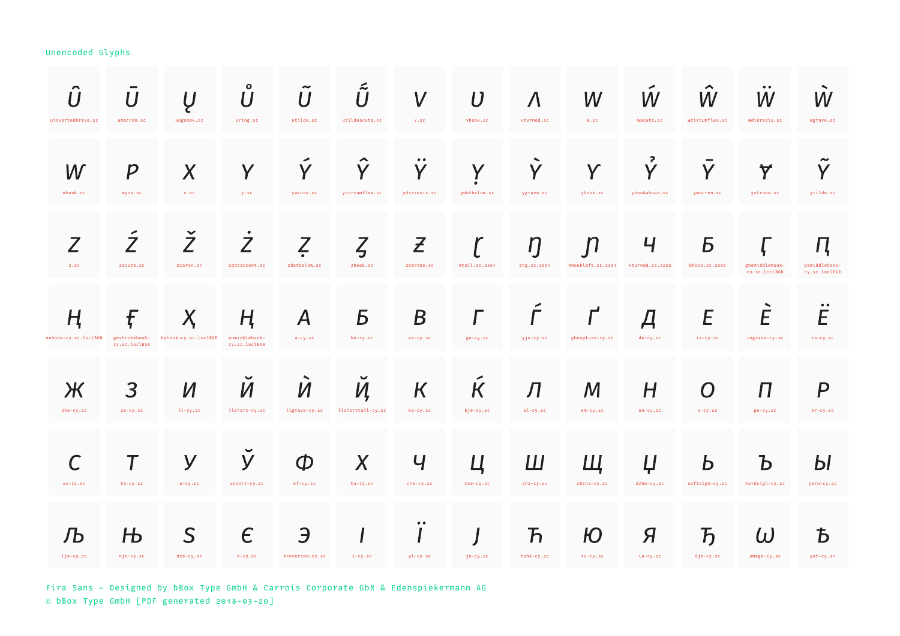Unencoded Glyphs

| | | | | | | | | | | | | | |
|---|---|---|---|---|---|---|---|---|---|---|---|---|---|
| Ȗ uinvertedbreve.sc | Ū umacron.sc | Ų uogonek.sc | Ů uring.sc | Ũ utilde.sc | Ṹ utildeacute.sc | V v.sc | Ʋ vhook.sc | Ʌ vturned.sc | W w.sc | Ẃ wacute.sc | Ŵ wcircumflex.sc | Ẅ wdieresis.sc | Ẁ wgrave.sc |
| W whook.sc | Ƿ wynn.sc | X x.sc | Y y.sc | Ý yacute.sc | Ŷ ycircumflex.sc | Ÿ ydieresis.sc | Ỵ ydotbelow.sc | Ỳ ygrave.sc | Ƴ yhook.sc | Ỷ yhookabove.sc | Ȳ ymacron.sc | Ɏ ystroke.sc | Ỹ ytilde.sc |
| Z z.sc | Ź zacute.sc | Ž zcaron.sc | Ż zdotaccent.sc | Ẓ zdotbelow.sc | Ȥ zhook.sc | Ƶ zstroke.sc | Ʈ Rtail.sc.ss01 | Ŋ eng.sc.ss01 | Ɲ nhookleft.sc.ss01 | Ч Hturned.sc.ss02 | Б bhook.sc.ss02 | Ґ ghemiddlehook-cy.sc.loclBGR | Ԥ pemiddlehook-cy.sc.loclBGR |
| Ң enhook-cy.sc.loclBGR | Ғ gestrokehook-cy.sc.loclBGR | Ҳ hahook-cy.sc.loclBGR | Ң enmiddlehook-cy.sc.loclBGR | А a-cy.sc | Б be-cy.sc | В ve-cy.sc | Г ge-cy.sc | Ѓ gje-cy.sc | Ґ gheupturn-cy.sc | Д de-cy.sc | Е ie-cy.sc | Ѐ iegrave-cy.sc | Ё io-cy.sc |
| Ж zhe-cy.sc | З ze-cy.sc | И ii-cy.sc | Й iishort-cy.sc | Ѝ iigrave-cy.sc | Ҋ iishorttail-cy.sc | К ka-cy.sc | Ќ kje-cy.sc | Л el-cy.sc | М em-cy.sc | Н en-cy.sc | О o-cy.sc | П pe-cy.sc | Р er-cy.sc |
| С es-cy.sc | Т te-cy.sc | У u-cy.sc | Ў ushort-cy.sc | Ф ef-cy.sc | Х ha-cy.sc | Ч che-cy.sc | Ц tse-cy.sc | Ш sha-cy.sc | Щ shcha-cy.sc | Џ dzhe-cy.sc | Ь softsign-cy.sc | Ъ hardsign-cy.sc | Ы yeru-cy.sc |
| Љ lje-cy.sc | Њ nje-cy.sc | Ѕ dze-cy.sc | Є e-cy.sc | Э ereversed-cy.sc | І i-cy.sc | Ї yi-cy.sc | Ј je-cy.sc | Ћ tshe-cy.sc | Ю iu-cy.sc | Я ia-cy.sc | Ђ dje-cy.sc | Ѡ omega-cy.sc | Ѣ yat-cy.sc |

Fira Sans - Designed by bBox Type GmbH & Carrois Corporate GbR & Edenspiekermann AG
© bBox Type GmbH [PDF generated 2018-03-20]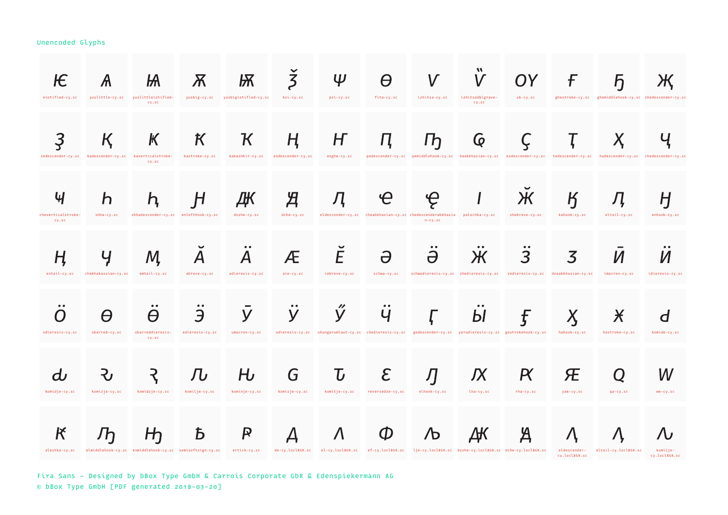Unencoded Glyphs

| | | | | | | | | | | | | | |
|---|---|---|---|---|---|---|---|---|---|---|---|---|---|
| Ѥ eiotified-cy.sc | Ѧ yuslittle-cy.sc | Ѩ yuslittleiotified-cy.sc | Ѫ yusbig-cy.sc | Ѭ yusbigiotified-cy.sc | Ѯ ksi-cy.sc | Ѱ psi-cy.sc | Ѳ fita-cy.sc | Ѵ izhitsa-cy.sc | Ѷ izhitsadblgrave-cy.sc | ОУ uk-cy.sc | Ғ ghestroke-cy.sc | Ҕ ghemiddlehook-cy.sc | Җ zhedescender-cy.sc |
| Ҙ zedescender-cy.sc | Қ kadescender-cy.sc | Ҝ kaverticalstroke-cy.sc | Ҟ kastroke-cy.sc | Ҡ kabashkir-cy.sc | Ң endescender-cy.sc | Ҥ enghe-cy.sc | Ԥ pedescender-cy.sc | Ҧ pemiddlehook-cy.sc | Ҩ haabkhasian-cy.sc | Ҫ esdescender-cy.sc | Ҭ tedescender-cy.sc | Ҳ hadescender-cy.sc | Ҷ chedescender-cy.sc |
| Ҹ cheverticalstroke-cy.sc | Һ shha-cy.sc | Ԧ shhadescender-cy.sc | Ӈ enlefthook-cy.sc | ДЖ dzzhe-cy.sc | Ꚉ dche-cy.sc | Ԯ eldescender-cy.sc | Ҽ cheabkhasian-cy.sc | Ҿ chedescenderabkhasian-cy.sc | Ӏ palochka-cy.sc | Ӂ zhebreve-cy.sc | Ӄ kahook-cy.sc | Ӆ eltail-cy.sc | Ӈ enhook-cy.sc |
| Ӊ entail-cy.sc | Ӌ chekhakassian-cy.sc | Ӎ emtail-cy.sc | Ӑ abreve-cy.sc | Ӓ adieresis-cy.sc | Ӕ aie-cy.sc | Ӗ iebreve-cy.sc | Ә schwa-cy.sc | Ӛ schwadieresis-cy.sc | Ӝ zhedieresis-cy.sc | Ӟ zedieresis-cy.sc | Ӡ dzeabkhasian-cy.sc | Ӣ imacron-cy.sc | Ӥ idieresis-cy.sc |
| Ӧ odieresis-cy.sc | Ө obarred-cy.sc | Ӫ obarreddieresis-cy.sc | Ӭ edieresis-cy.sc | Ӯ umacron-cy.sc | Ӱ udieresis-cy.sc | Ӳ uhungarumlaut-cy.sc | Ӵ chedieresis-cy.sc | Ӷ gedescender-cy.sc | Ӹ yerudieresis-cy.sc | Ӻ gestrokehook-cy.sc | Ӽ hahook-cy.sc | Ӿ hastroke-cy.sc | Ԁ komide-cy.sc |
| Ԃ komidje-cy.sc | Ԅ komizje-cy.sc | Ԇ komidzje-cy.sc | Ԉ komilje-cy.sc | Ԋ kominje-cy.sc | Ԍ komisje-cy.sc | Ԏ komitje-cy.sc | Ԑ reversedze-cy.sc | Ԓ elhook-cy.sc | Ԕ lha-cy.sc | Ԗ rha-cy.sc | Ԙ yae-cy.sc | Ԛ qa-cy.sc | Ԝ we-cy.sc |
| Ԟ aleutka-cy.sc | Ԡ elmiddlehook-cy.sc | Ԣ enmiddlehook-cy.sc | Ꙏ semisoftsign-cy.sc | Ꙑ ertick-cy.sc | Д de-cy.loclBGR.sc | Л el-cy.loclBGR.sc | Ф ef-cy.loclBGR.sc | Љ lje-cy.loclBGR.sc | ДЖ dzzhe-cy.loclBGR.sc | Ꚉ dche-cy.loclBGR.sc | Ԯ eldescender-cy.loclBGR.sc | Ӆ eltail-cy.loclBGR.sc | Ԉ komilje-cy.loclBGR.sc |

Fira Sans - Designed by bBox Type GmbH & Carrois Corporate GbR & Edenspiekermann AG
© bBox Type GmbH [PDF generated 2018-03-20]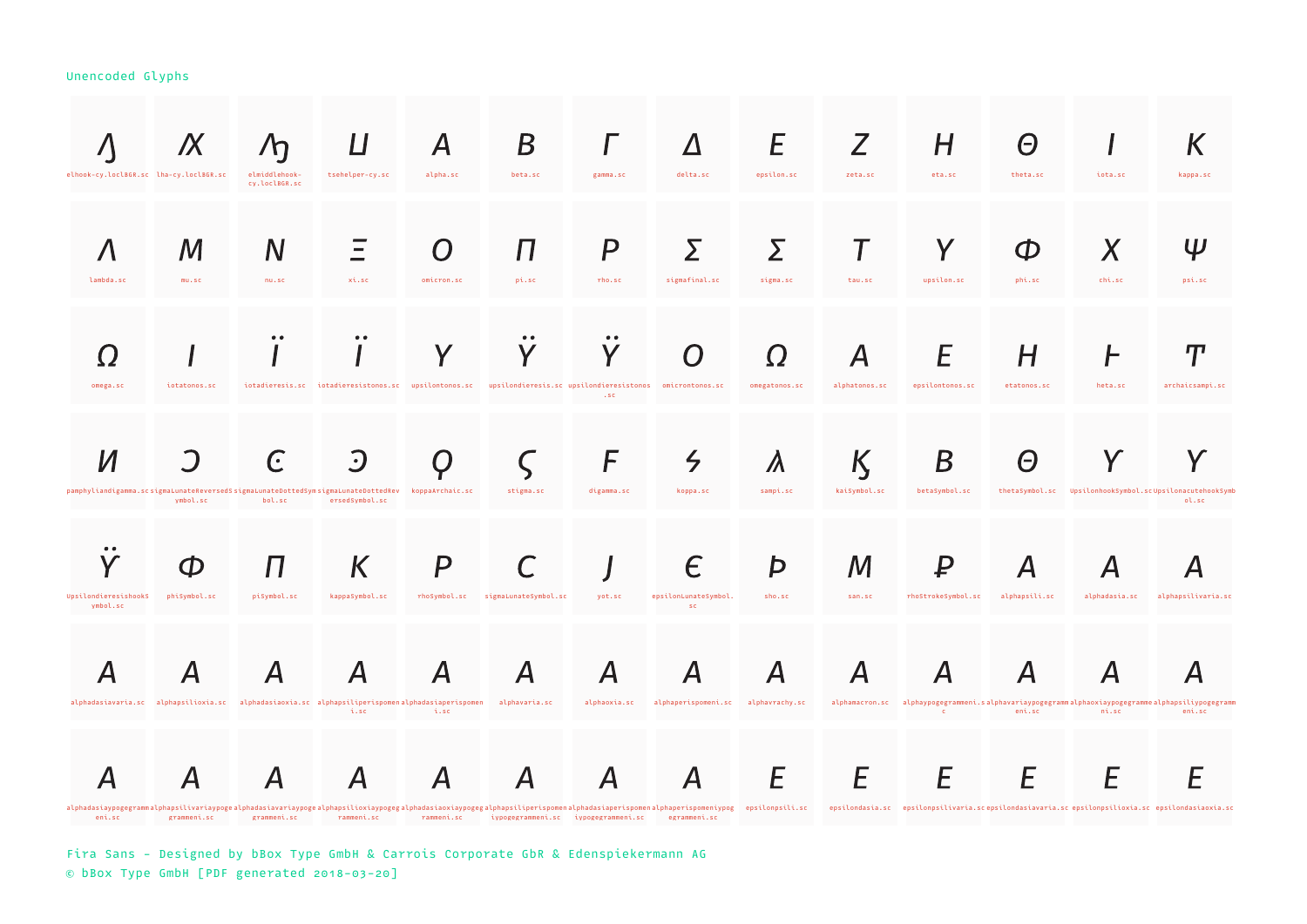Unencoded Glyphs

| | | | | | | | | | | | | | |
|---|---|---|---|---|---|---|---|---|---|---|---|---|---|
| elhook-cy.loclBGR.sc | lha-cy.loclBGR.sc | elmiddlehook-cy.loclBGR.sc | tsehelper-cy.sc | alpha.sc | beta.sc | gamma.sc | delta.sc | epsilon.sc | zeta.sc | eta.sc | theta.sc | iota.sc | kappa.sc |
| lambda.sc | mu.sc | nu.sc | xi.sc | omicron.sc | pi.sc | rho.sc | sigmafinal.sc | sigma.sc | tau.sc | upsilon.sc | phi.sc | chi.sc | psi.sc |
| omega.sc | iotatonos.sc | iotadieresis.sc | iotadieresistonos.sc | upsilontonos.sc | upsilondieresis.sc | upsilondieresistonos.sc | omicrontonos.sc | omegatonos.sc | alphatonos.sc | epsilontonos.sc | etatonos.sc | heta.sc | archaicsampi.sc |
| pamphyliandigamma.sc | sigmaLunateReversedSymbol.sc | sigmaLunateDottedSymbol.sc | sigmaLunateDottedReversedSymbol.sc | koppaArchaic.sc | stigma.sc | digamma.sc | koppa.sc | sampi.sc | kaiSymbol.sc | betaSymbol.sc | thetaSymbol.sc | UpsilonhookSymbol.sc | UpsilonacutehookSymbol.sc |
| UpsilondieresishookSymbol.sc | phiSymbol.sc | piSymbol.sc | kappaSymbol.sc | rhoSymbol.sc | sigmaLunateSymbol.sc | yot.sc | epsilonLunateSymbol.sc | sho.sc | san.sc | rhoStrokeSymbol.sc | alphapsili.sc | alphadasia.sc | alphapsilivaria.sc |
| alphadasiavaria.sc | alphapsilioxia.sc | alphadasiaoxia.sc | alphapsiliperispomeni.sc | alphadasiaperispomeni.sc | alphavaria.sc | alphaoxia.sc | alphaperispomeni.sc | alphavrachy.sc | alphamacron.sc | alphaypogegrammeni.sc | alphavariaypogegrammeni.sc | alphaoxiaypogegrammeni.sc | alphapsiliypogegrammeni.sc |
| alphadasiaypogegrammeni.sc | alphapsilivariaypogegrammeni.sc | alphadasiavariaypogegrammeni.sc | alphapsilioxiaypogegrammeni.sc | alphadasiaoxiaypogegrammeni.sc | alphapsiliperispomeniypogegrammeni.sc | alphadasiaperispomeniypogegrammeni.sc | alphaperispomeniypogegrammeni.sc | epsilonpsili.sc | epsilondasia.sc | epsilonpsilivaria.sc | epsilondasiavaria.sc | epsilonpsilioxia.sc | epsilondasiaoxia.sc |

Fira Sans – Designed by bBox Type GmbH & Carrois Corporate GbR & Edenspiekermann AG
© bBox Type GmbH [PDF generated 2018-03-20]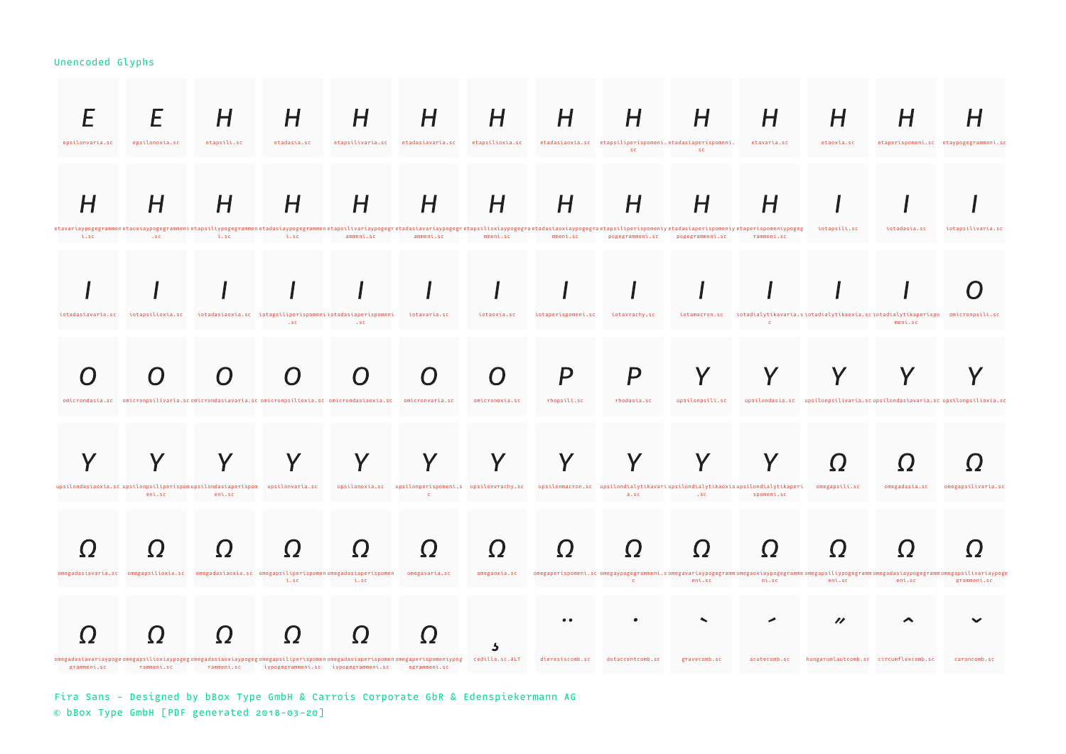## Unencoded Glyphs

| | | | | | | | | | | | | | |
|---|---|---|---|---|---|---|---|---|---|---|---|---|---|
| E epsilonvaria.sc | E epsilonoxia.sc | H etapsili.sc | H etadasia.sc | H etapsilivaria.sc | H etadasiavaria.sc | H etapsilioxia.sc | H etadasiaoxia.sc | H etapsiliperispomeni.sc | H etadasiaperispomeni.sc | H etavaria.sc | H etaoxia.sc | H etaperispomeni.sc | H etaypogegrammeni.sc |
| H etavariaypogegrammeni.sc | H etaoxiaypogegrammeni.sc | H etapsiliypogegrammeni.sc | H etadasiaypogegrammeni.sc | H etapsilivariaypogegrammeni.sc | H etadasiavariaypogegrammeni.sc | H etapsilioxiaypogegrammeni.sc | H etadasiaoxiaypogegrammeni.sc | H etapsiliperispomeniypogegrammeni.sc | H etadasiaperispomeniypogegrammeni.sc | H etaperispomeniypogegrammeni.sc | I iotapsili.sc | I iotadasia.sc | I iotapsilivaria.sc |
| I iotadasiavaria.sc | I iotapsilioxia.sc | I iotadasiaoxia.sc | I iotapsiliperispomeni.sc | I iotadasiaperispomeni.sc | I iotavaria.sc | I iotaoxia.sc | I iotaperispomeni.sc | I iotavrachy.sc | I iotamacron.sc | I iotadialytikavaria.sc | I iotadialytikaoxia.sc | I iotadialytikaperispomeni.sc | O omicronpsili.sc |
| O omicrondasia.sc | O omicronpsilivaria.sc | O omicrondasiavaria.sc | O omicronpsilioxia.sc | O omicrondasiaoxia.sc | O omicronvaria.sc | O omicronoxia.sc | P rhopsili.sc | P rhodasia.sc | Y upsilonpsili.sc | Y upsilondasia.sc | Y upsilonpsilivaria.sc | Y upsilondasiavaria.sc | Y upsilonpsilioxia.sc |
| Y upsilondasiaoxia.sc | Y upsilonpsiliperispomeni.sc | Y upsilondasiaperispomeni.sc | Y upsilonvaria.sc | Y upsilonoxia.sc | Y upsilonperispomeni.sc | Y upsilonvrachy.sc | Y upsilonmacron.sc | Y upsilondialytikavaria.sc | Y upsilondialytikaoxia.sc | Y upsilondialytikaperispomeni.sc | Ω omegapsili.sc | Ω omegadasia.sc | Ω omegapsilivaria.sc |
| Ω omegadasiavaria.sc | Ω omegapsilioxia.sc | Ω omegadasiaoxia.sc | Ω omegapsiliperispomeni.sc | Ω omegadasiaperispomeni.sc | Ω omegavaria.sc | Ω omegaoxia.sc | Ω omegaperispomeni.sc | Ω omegaypogegrammeni.sc | Ω omegavariaypogegrammeni.sc | Ω omegaoxiaypogegrammeni.sc | Ω omegapsiliypogegrammeni.sc | Ω omegadasiaypogegrammeni.sc | Ω omegapsilivariaypogegrammeni.sc |
| Ω omegadasiavariaypogegrammeni.sc | Ω omegapsilioxiaypogegrammeni.sc | Ω omegadasiaoxiaypogegrammeni.sc | Ω omegapsiliperispomeniypogegrammeni.sc | Ω omegadasiaperispomeniypogegrammeni.sc | Ω omegaperispomeniypogegrammeni.sc | ̧ cedilla.sc.ALT | ̈ dieresiscomb.sc | ̇ dotaccentcomb.sc | ̀ gravecomb.sc | ́ acutecomb.sc | ̋ hungarumlautcomb.sc | ̂ circumflexcomb.sc | ̌ caroncomb.sc |

Fira Sans - Designed by bBox Type GmbH & Carrois Corporate GbR & Edenspiekermann AG
© bBox Type GmbH [PDF generated 2018-03-20]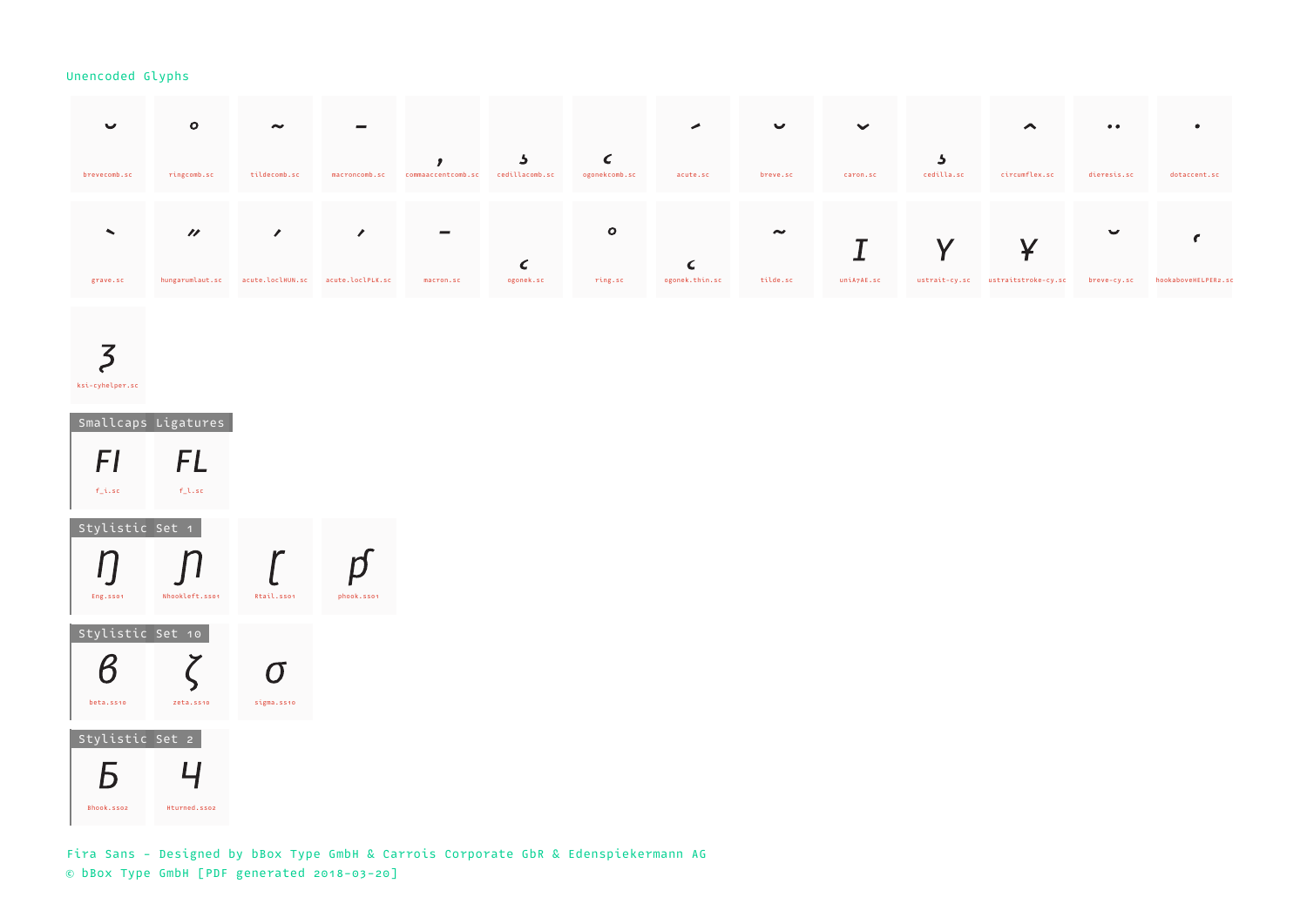## Unencoded Glyphs

| Glyph | Name |
|---|---|
| ˘ | brevecomb.sc |
| ˚ | ringcomb.sc |
| ~ | tildecomb.sc |
| ‾ | macroncomb.sc |
| , | commaaccentcomb.sc |
| ¸ | cedillacomb.sc |
| ˛ | ogonekcomb.sc |
| ´ | acute.sc |
| ˘ | breve.sc |
| ˇ | caron.sc |
| ¸ | cedilla.sc |
| ^ | circumflex.sc |
| ¨ | dieresis.sc |
| ˙ | dotaccent.sc |
| ` | grave.sc |
| ˝ | hungarumlaut.sc |
| ´ | acute.loclHUN.sc |
| ´ | acute.loclPLK.sc |
| ¯ | macron.sc |
| ˛ | ogonek.sc |
| ˚ | ring.sc |
| ˛ | ogonek.thin.sc |
| ~ | tilde.sc |
| I | uniA7AE.sc |
| Y | ustrait-cy.sc |
| ¥ | ustraitstroke-cy.sc |
| ˘ | breve-cy.sc |
| ʻ | hookaboveHELPER2.sc |
| ʒ | ksi-cyhelper.sc |

## Smallcaps Ligatures

| Glyph | Name |
|---|---|
| FI | f_i.sc |
| FL | f_l.sc |

## Stylistic Set 1

| Glyph | Name |
|---|---|
| Ŋ | Eng.ss01 |
| Ɲ | Nhookleft.ss01 |
| Ɽ | Rtail.ss01 |
| ƥ | phook.ss01 |

## Stylistic Set 10

| Glyph | Name |
|---|---|
| β | beta.ss10 |
| ζ | zeta.ss10 |
| σ | sigma.ss10 |

## Stylistic Set 2

| Glyph | Name |
|---|---|
| Ƃ | Bhook.ss02 |
| Ч | Hturned.ss02 |

Fira Sans – Designed by bBox Type GmbH & Carrois Corporate GbR & Edenspiekermann AG
© bBox Type GmbH [PDF generated 2018-03-20]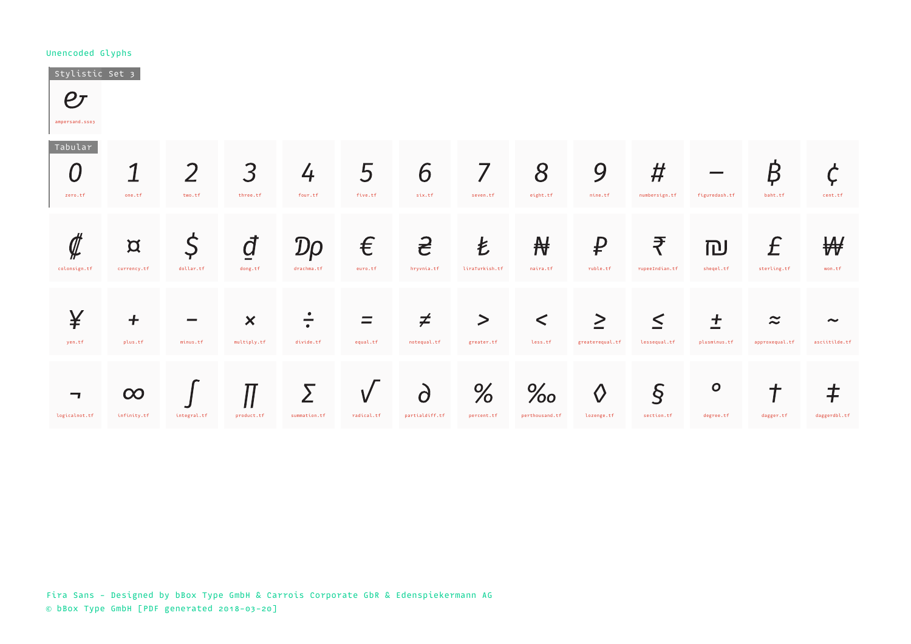Unencoded Glyphs

## Stylistic Set 3

| | |
|---|---|
| & | ampersand.ss03 |

## Tabular

| | | | | | | | | | | | | | |
|---|---|---|---|---|---|---|---|---|---|---|---|---|---|
| 0 | 1 | 2 | 3 | 4 | 5 | 6 | 7 | 8 | 9 | # | – | ₿ | ¢ |
| zero.tf | one.tf | two.tf | three.tf | four.tf | five.tf | six.tf | seven.tf | eight.tf | nine.tf | numbersign.tf | figuredash.tf | baht.tf | cent.tf |
| ₡ | ¤ | $ | ₫ | ₯ | € | ₴ | ₺ | ₦ | ₽ | ₹ | ₪ | £ | ₩ |
| colonsign.tf | currency.tf | dollar.tf | dong.tf | drachma.tf | euro.tf | hryvnia.tf | liraTurkish.tf | naira.tf | ruble.tf | rupeeIndian.tf | sheqel.tf | sterling.tf | won.tf |
| ¥ | + | − | × | ÷ | = | ≠ | > | < | ≥ | ≤ | ± | ≈ | ~ |
| yen.tf | plus.tf | minus.tf | multiply.tf | divide.tf | equal.tf | notequal.tf | greater.tf | less.tf | greaterequal.tf | lessequal.tf | plusminus.tf | approxequal.tf | asciitilde.tf |
| ¬ | ∞ | ∫ | ∏ | ∑ | √ | ∂ | % | ‰ | ◊ | § | ° | † | ‡ |
| logicalnot.tf | infinity.tf | integral.tf | product.tf | summation.tf | radical.tf | partialdiff.tf | percent.tf | perthousand.tf | lozenge.tf | section.tf | degree.tf | dagger.tf | daggerdbl.tf |

Fira Sans - Designed by bBox Type GmbH & Carrois Corporate GbR & Edenspiekermann AG
© bBox Type GmbH [PDF generated 2018-03-20]